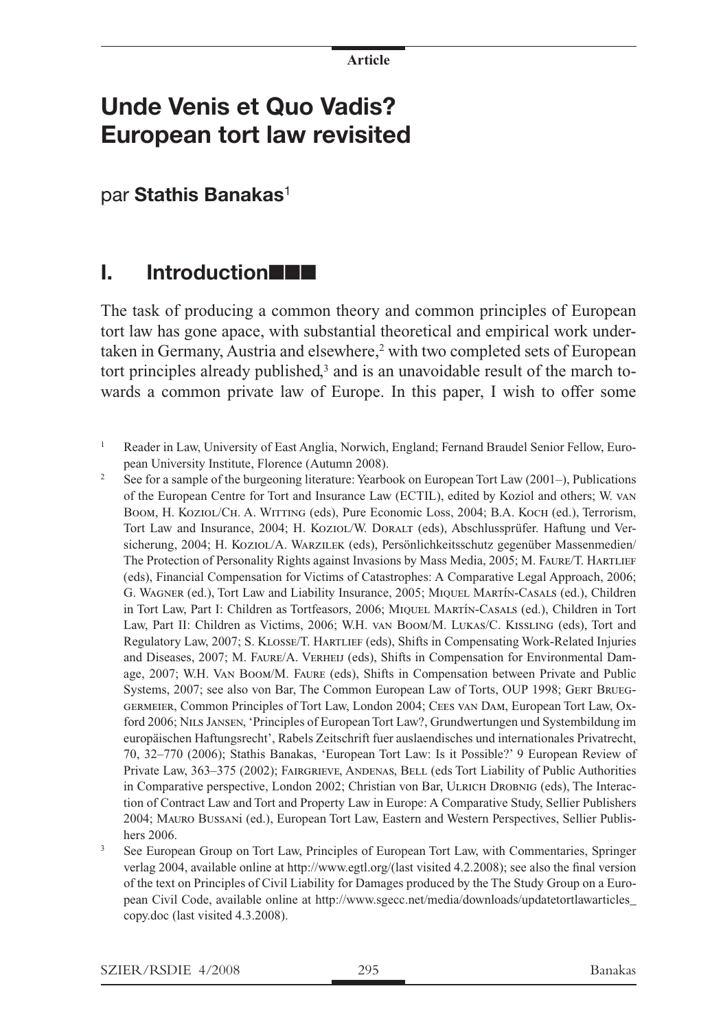Article

# Unde Venis et Quo Vadis? European tort law revisited

par **Stathis Banakas**[1]

## I. Introduction

The task of producing a common theory and common principles of European tort law has gone apace, with substantial theoretical and empirical work undertaken in Germany, Austria and elsewhere,[2] with two completed sets of European tort principles already published,[3] and is an unavoidable result of the march towards a common private law of Europe. In this paper, I wish to offer some

[1] Reader in Law, University of East Anglia, Norwich, England; Fernand Braudel Senior Fellow, European University Institute, Florence (Autumn 2008).

[2] See for a sample of the burgeoning literature: Yearbook on European Tort Law (2001–), Publications of the European Centre for Tort and Insurance Law (ECTIL), edited by Koziol and others; W. van Boom, H. Koziol/Ch. A. Witting (eds), Pure Economic Loss, 2004; B.A. Koch (ed.), Terrorism, Tort Law and Insurance, 2004; H. Koziol/W. Doralt (eds), Abschlussprüfer. Haftung und Versicherung, 2004; H. Koziol/A. Warzilek (eds), Persönlichkeitsschutz gegenüber Massenmedien/The Protection of Personality Rights against Invasions by Mass Media, 2005; M. Faure/T. Hartlief (eds), Financial Compensation for Victims of Catastrophes: A Comparative Legal Approach, 2006; G. Wagner (ed.), Tort Law and Liability Insurance, 2005; Miquel Martín-Casals (ed.), Children in Tort Law, Part I: Children as Tortfeasors, 2006; Miquel Martín-Casals (ed.), Children in Tort Law, Part II: Children as Victims, 2006; W.H. van Boom/M. Lukas/C. Kissling (eds), Tort and Regulatory Law, 2007; S. Klosse/T. Hartlief (eds), Shifts in Compensating Work-Related Injuries and Diseases, 2007; M. Faure/A. Verheij (eds), Shifts in Compensation for Environmental Damage, 2007; W.H. Van Boom/M. Faure (eds), Shifts in Compensation between Private and Public Systems, 2007; see also von Bar, The Common European Law of Torts, OUP 1998; Gert Brueggermeier, Common Principles of Tort Law, London 2004; Cees van Dam, European Tort Law, Oxford 2006; Nils Jansen, 'Principles of European Tort Law?, Grundwertungen und Systembildung im europäischen Haftungsrecht', Rabels Zeitschrift fuer auslaendisches und internationales Privatrecht, 70, 32–770 (2006); Stathis Banakas, 'European Tort Law: Is it Possible?' 9 European Review of Private Law, 363–375 (2002); Fairgrieve, Andenas, Bell (eds Tort Liability of Public Authorities in Comparative perspective, London 2002; Christian von Bar, Ulrich Drobnig (eds), The Interaction of Contract Law and Tort and Property Law in Europe: A Comparative Study, Sellier Publishers 2004; Mauro Bussani (ed.), European Tort Law, Eastern and Western Perspectives, Sellier Publishers 2006.

[3] See European Group on Tort Law, Principles of European Tort Law, with Commentaries, Springer verlag 2004, available online at http://www.egtl.org/(last visited 4.2.2008); see also the final version of the text on Principles of Civil Liability for Damages produced by the The Study Group on a European Civil Code, available online at http://www.sgecc.net/media/downloads/updatetortlawarticles_copy.doc (last visited 4.3.2008).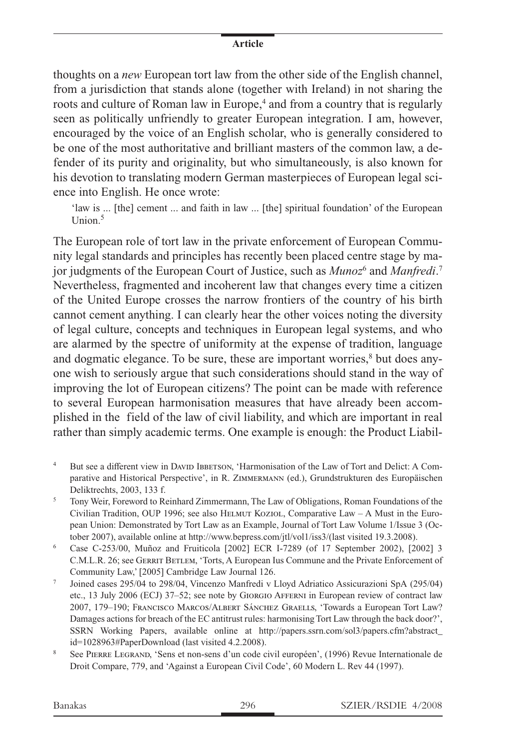thoughts on a *new* European tort law from the other side of the English channel, from a jurisdiction that stands alone (together with Ireland) in not sharing the roots and culture of Roman law in Europe,[4] and from a country that is regularly seen as politically unfriendly to greater European integration. I am, however, encouraged by the voice of an English scholar, who is generally considered to be one of the most authoritative and brilliant masters of the common law, a defender of its purity and originality, but who simultaneously, is also known for his devotion to translating modern German masterpieces of European legal science into English. He once wrote:

> 'law is ... [the] cement ... and faith in law ... [the] spiritual foundation' of the European Union.[5]

The European role of tort law in the private enforcement of European Community legal standards and principles has recently been placed centre stage by major judgments of the European Court of Justice, such as *Munoz*[6] and *Manfredi*.[7] Nevertheless, fragmented and incoherent law that changes every time a citizen of the United Europe crosses the narrow frontiers of the country of his birth cannot cement anything. I can clearly hear the other voices noting the diversity of legal culture, concepts and techniques in European legal systems, and who are alarmed by the spectre of uniformity at the expense of tradition, language and dogmatic elegance. To be sure, these are important worries,[8] but does anyone wish to seriously argue that such considerations should stand in the way of improving the lot of European citizens? The point can be made with reference to several European harmonisation measures that have already been accomplished in the field of the law of civil liability, and which are important in real rather than simply academic terms. One example is enough: the Product Liabil-

---

[4] But see a different view in David Ibbetson, 'Harmonisation of the Law of Tort and Delict: A Comparative and Historical Perspective', in R. Zimmermann (ed.), Grundstrukturen des Europäischen Deliktrechts, 2003, 133 f.

[5] Tony Weir, Foreword to Reinhard Zimmermann, The Law of Obligations, Roman Foundations of the Civilian Tradition, OUP 1996; see also Helmut Koziol, Comparative Law – A Must in the European Union: Demonstrated by Tort Law as an Example, Journal of Tort Law Volume 1/Issue 3 (October 2007), available online at http://www.bepress.com/jtl/vol1/iss3/(last visited 19.3.2008).

[6] Case C-253/00, Muñoz and Fruiticola [2002] ECR I-7289 (of 17 September 2002), [2002] 3 C.M.L.R. 26; see Gerrit Betlem, 'Torts, A European Ius Commune and the Private Enforcement of Community Law,' [2005] Cambridge Law Journal 126.

[7] Joined cases 295/04 to 298/04, Vincenzo Manfredi v Lloyd Adriatico Assicurazioni SpA (295/04) etc., 13 July 2006 (ECJ) 37–52; see note by Giorgio Afferni in European review of contract law 2007, 179–190; Francisco Marcos/Albert Sánchez Graells, 'Towards a European Tort Law? Damages actions for breach of the EC antitrust rules: harmonising Tort Law through the back door?', SSRN Working Papers, available online at http://papers.ssrn.com/sol3/papers.cfm?abstract_id=1028963#PaperDownload (last visited 4.2.2008).

[8] See Pierre Legrand, 'Sens et non-sens d'un code civil européen', (1996) Revue Internationale de Droit Compare, 779, and 'Against a European Civil Code', 60 Modern L. Rev 44 (1997).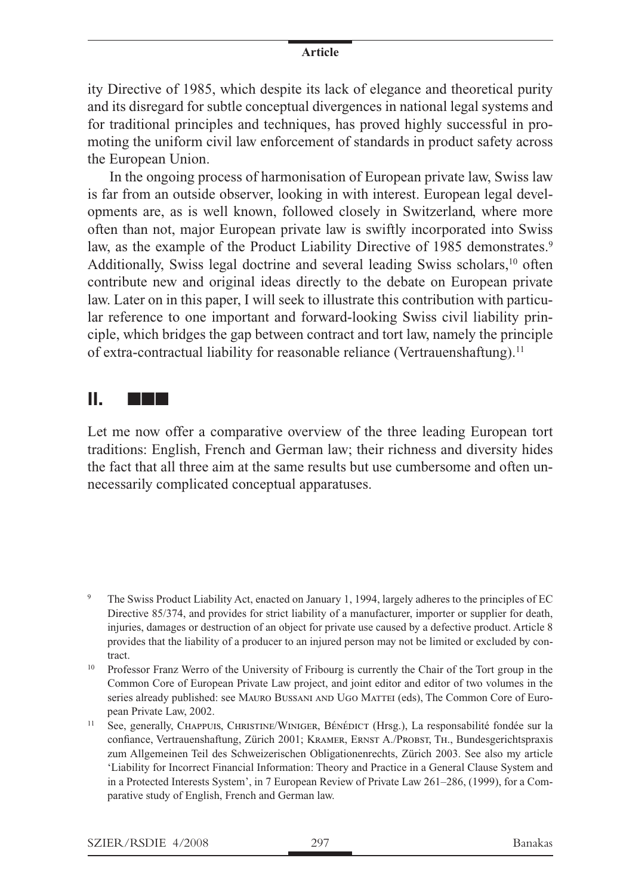ity Directive of 1985, which despite its lack of elegance and theoretical purity and its disregard for subtle conceptual divergences in national legal systems and for traditional principles and techniques, has proved highly successful in promoting the uniform civil law enforcement of standards in product safety across the European Union.

In the ongoing process of harmonisation of European private law, Swiss law is far from an outside observer, looking in with interest. European legal developments are, as is well known, followed closely in Switzerland, where more often than not, major European private law is swiftly incorporated into Swiss law, as the example of the Product Liability Directive of 1985 demonstrates.[9] Additionally, Swiss legal doctrine and several leading Swiss scholars,[10] often contribute new and original ideas directly to the debate on European private law. Later on in this paper, I will seek to illustrate this contribution with particular reference to one important and forward-looking Swiss civil liability principle, which bridges the gap between contract and tort law, namely the principle of extra-contractual liability for reasonable reliance (Vertrauenshaftung).[11]

## II. ■■■

Let me now offer a comparative overview of the three leading European tort traditions: English, French and German law; their richness and diversity hides the fact that all three aim at the same results but use cumbersome and often unnecessarily complicated conceptual apparatuses.

---

[9] The Swiss Product Liability Act, enacted on January 1, 1994, largely adheres to the principles of EC Directive 85/374, and provides for strict liability of a manufacturer, importer or supplier for death, injuries, damages or destruction of an object for private use caused by a defective product. Article 8 provides that the liability of a producer to an injured person may not be limited or excluded by contract.

[10] Professor Franz Werro of the University of Fribourg is currently the Chair of the Tort group in the Common Core of European Private Law project, and joint editor and editor of two volumes in the series already published: see Mauro Bussani and Ugo Mattei (eds), The Common Core of European Private Law, 2002.

[11] See, generally, Chappuis, Christine/Winiger, Bénédict (Hrsg.), La responsabilité fondée sur la confiance, Vertrauenshaftung, Zürich 2001; Kramer, Ernst A./Probst, Th., Bundesgerichtspraxis zum Allgemeinen Teil des Schweizerischen Obligationenrechts, Zürich 2003. See also my article 'Liability for Incorrect Financial Information: Theory and Practice in a General Clause System and in a Protected Interests System', in 7 European Review of Private Law 261–286, (1999), for a Comparative study of English, French and German law.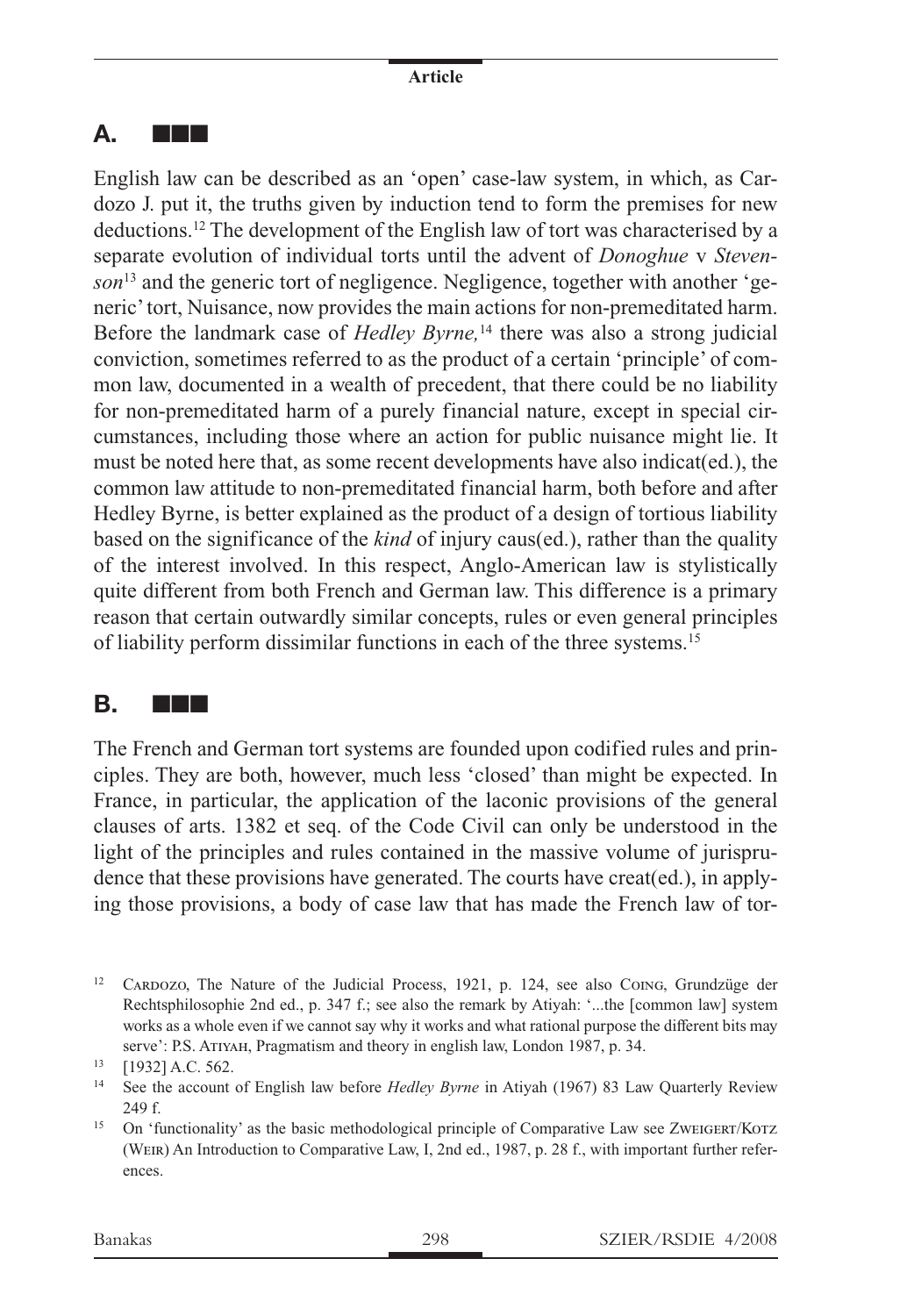## A. ■■■

English law can be described as an 'open' case-law system, in which, as Cardozo J. put it, the truths given by induction tend to form the premises for new deductions.[12] The development of the English law of tort was characterised by a separate evolution of individual torts until the advent of *Donoghue* v *Stevenson*[13] and the generic tort of negligence. Negligence, together with another 'generic' tort, Nuisance, now provides the main actions for non-premeditated harm. Before the landmark case of *Hedley Byrne,*[14] there was also a strong judicial conviction, sometimes referred to as the product of a certain 'principle' of common law, documented in a wealth of precedent, that there could be no liability for non-premeditated harm of a purely financial nature, except in special circumstances, including those where an action for public nuisance might lie. It must be noted here that, as some recent developments have also indicat(ed.), the common law attitude to non-premeditated financial harm, both before and after Hedley Byrne, is better explained as the product of a design of tortious liability based on the significance of the *kind* of injury caus(ed.), rather than the quality of the interest involved. In this respect, Anglo-American law is stylistically quite different from both French and German law. This difference is a primary reason that certain outwardly similar concepts, rules or even general principles of liability perform dissimilar functions in each of the three systems.[15]

## B. ■■■

The French and German tort systems are founded upon codified rules and principles. They are both, however, much less 'closed' than might be expected. In France, in particular, the application of the laconic provisions of the general clauses of arts. 1382 et seq. of the Code Civil can only be understood in the light of the principles and rules contained in the massive volume of jurisprudence that these provisions have generated. The courts have creat(ed.), in applying those provisions, a body of case law that has made the French law of tor-

---

[12] Cardozo, The Nature of the Judicial Process, 1921, p. 124, see also Coing, Grundzüge der Rechtsphilosophie 2nd ed., p. 347 f.; see also the remark by Atiyah: '...the [common law] system works as a whole even if we cannot say why it works and what rational purpose the different bits may serve': P.S. Atiyah, Pragmatism and theory in english law, London 1987, p. 34.

[13] [1932] A.C. 562.

[14] See the account of English law before *Hedley Byrne* in Atiyah (1967) 83 Law Quarterly Review 249 f.

[15] On 'functionality' as the basic methodological principle of Comparative Law see Zweigert/Kotz (Weir) An Introduction to Comparative Law, I, 2nd ed., 1987, p. 28 f., with important further references.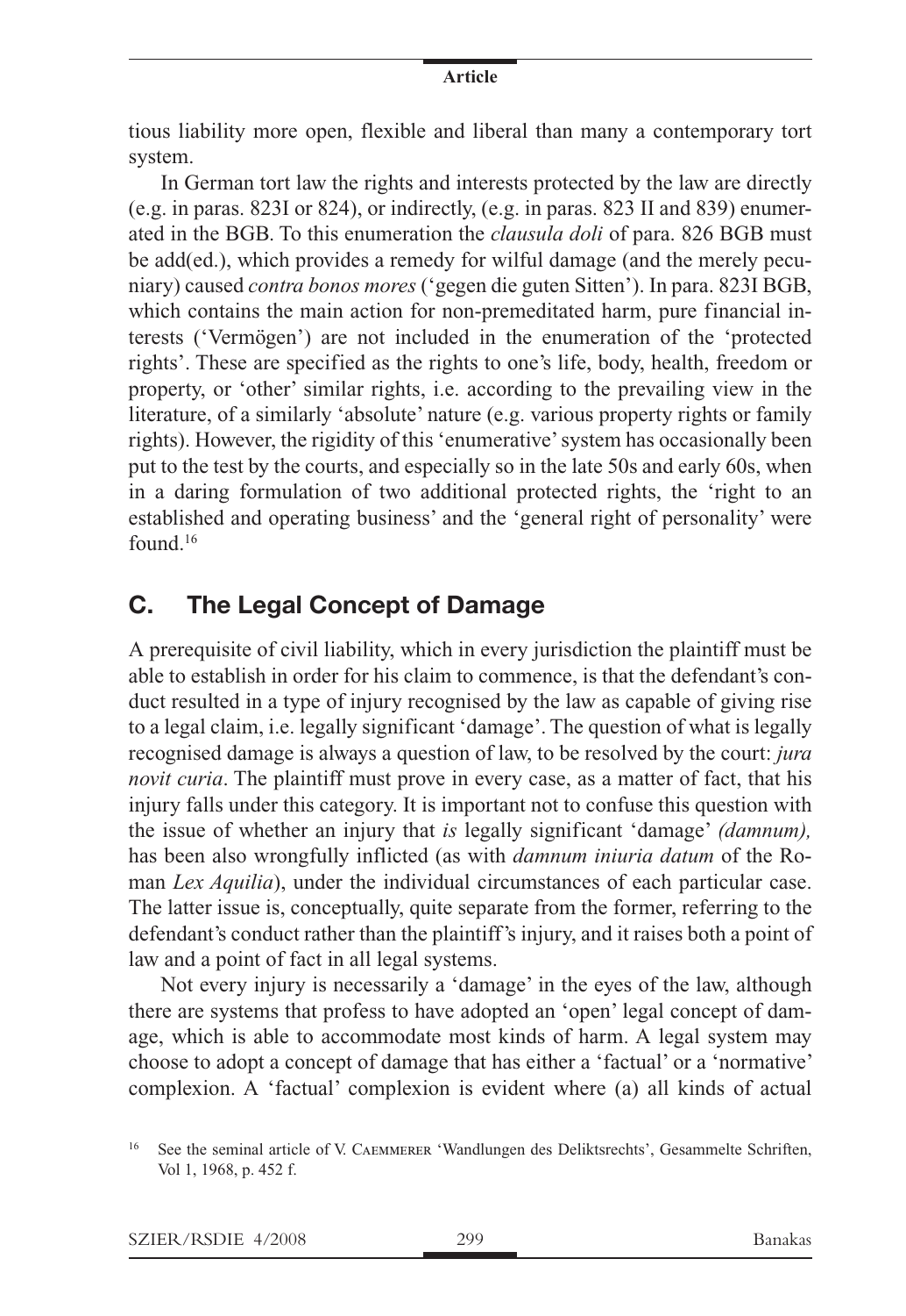tious liability more open, flexible and liberal than many a contemporary tort system.

In German tort law the rights and interests protected by the law are directly (e.g. in paras. 823I or 824), or indirectly, (e.g. in paras. 823 II and 839) enumerated in the BGB. To this enumeration the *clausula doli* of para. 826 BGB must be add(ed.), which provides a remedy for wilful damage (and the merely pecuniary) caused *contra bonos mores* ('gegen die guten Sitten'). In para. 823I BGB, which contains the main action for non-premeditated harm, pure financial interests ('Vermögen') are not included in the enumeration of the 'protected rights'. These are specified as the rights to one's life, body, health, freedom or property, or 'other' similar rights, i.e. according to the prevailing view in the literature, of a similarly 'absolute' nature (e.g. various property rights or family rights). However, the rigidity of this 'enumerative' system has occasionally been put to the test by the courts, and especially so in the late 50s and early 60s, when in a daring formulation of two additional protected rights, the 'right to an established and operating business' and the 'general right of personality' were found.[16]

## C. The Legal Concept of Damage

A prerequisite of civil liability, which in every jurisdiction the plaintiff must be able to establish in order for his claim to commence, is that the defendant's conduct resulted in a type of injury recognised by the law as capable of giving rise to a legal claim, i.e. legally significant 'damage'. The question of what is legally recognised damage is always a question of law, to be resolved by the court: *jura novit curia*. The plaintiff must prove in every case, as a matter of fact, that his injury falls under this category. It is important not to confuse this question with the issue of whether an injury that *is* legally significant 'damage' *(damnum),* has been also wrongfully inflicted (as with *damnum iniuria datum* of the Roman *Lex Aquilia*), under the individual circumstances of each particular case. The latter issue is, conceptually, quite separate from the former, referring to the defendant's conduct rather than the plaintiff's injury, and it raises both a point of law and a point of fact in all legal systems.

Not every injury is necessarily a 'damage' in the eyes of the law, although there are systems that profess to have adopted an 'open' legal concept of damage, which is able to accommodate most kinds of harm. A legal system may choose to adopt a concept of damage that has either a 'factual' or a 'normative' complexion. A 'factual' complexion is evident where (a) all kinds of actual

[16] See the seminal article of V. Caemmerer 'Wandlungen des Deliktsrechts', Gesammelte Schriften, Vol 1, 1968, p. 452 f.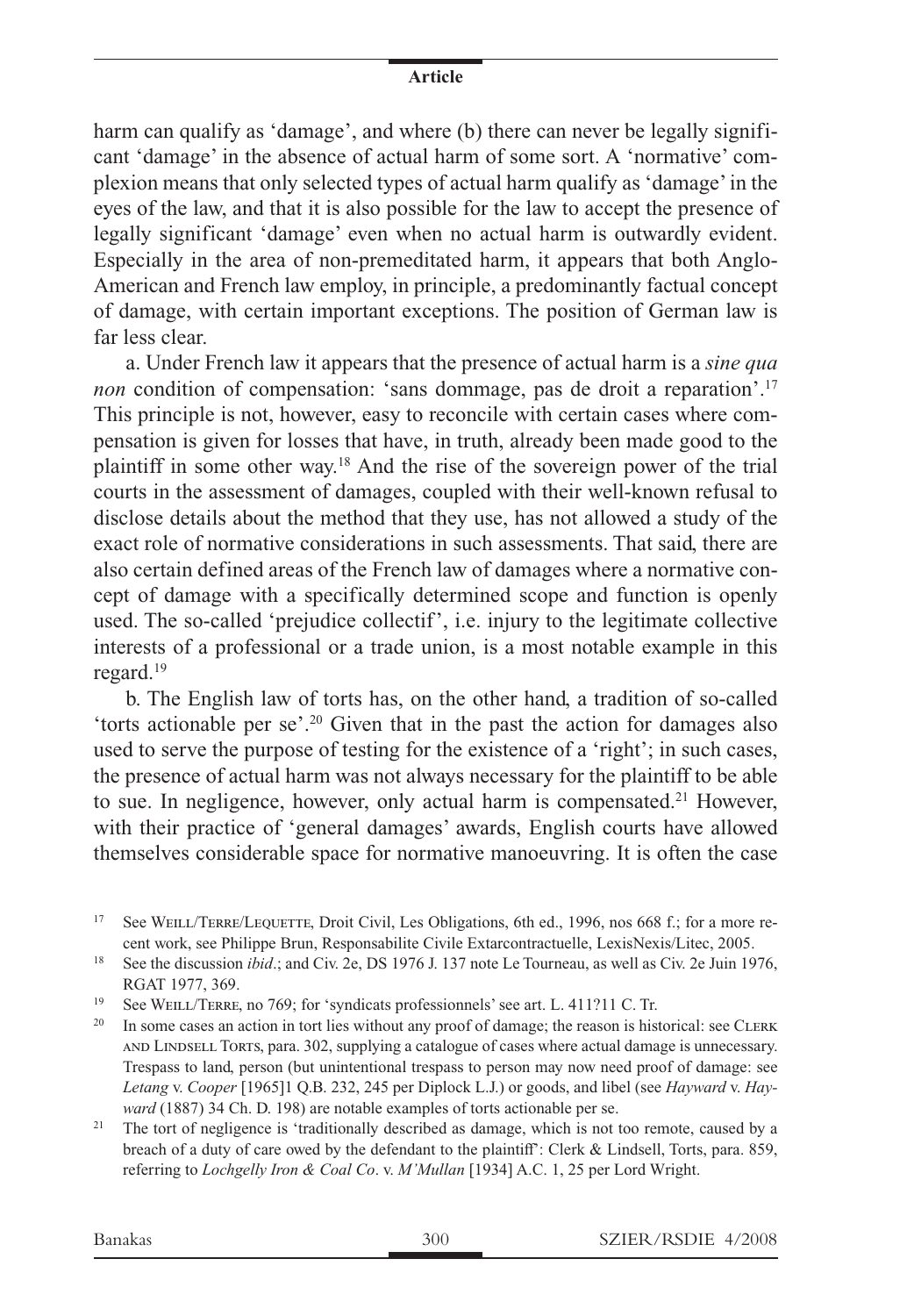harm can qualify as 'damage', and where (b) there can never be legally significant 'damage' in the absence of actual harm of some sort. A 'normative' complexion means that only selected types of actual harm qualify as 'damage' in the eyes of the law, and that it is also possible for the law to accept the presence of legally significant 'damage' even when no actual harm is outwardly evident. Especially in the area of non-premeditated harm, it appears that both Anglo-American and French law employ, in principle, a predominantly factual concept of damage, with certain important exceptions. The position of German law is far less clear.

a. Under French law it appears that the presence of actual harm is a *sine qua non* condition of compensation: 'sans dommage, pas de droit a reparation'.[17] This principle is not, however, easy to reconcile with certain cases where compensation is given for losses that have, in truth, already been made good to the plaintiff in some other way.[18] And the rise of the sovereign power of the trial courts in the assessment of damages, coupled with their well-known refusal to disclose details about the method that they use, has not allowed a study of the exact role of normative considerations in such assessments. That said, there are also certain defined areas of the French law of damages where a normative concept of damage with a specifically determined scope and function is openly used. The so-called 'prejudice collectif', i.e. injury to the legitimate collective interests of a professional or a trade union, is a most notable example in this regard.[19]

b. The English law of torts has, on the other hand, a tradition of so-called 'torts actionable per se'.[20] Given that in the past the action for damages also used to serve the purpose of testing for the existence of a 'right'; in such cases, the presence of actual harm was not always necessary for the plaintiff to be able to sue. In negligence, however, only actual harm is compensated.[21] However, with their practice of 'general damages' awards, English courts have allowed themselves considerable space for normative manoeuvring. It is often the case

---

[17] See Weill/Terre/Lequette, Droit Civil, Les Obligations, 6th ed., 1996, nos 668 f.; for a more recent work, see Philippe Brun, Responsabilite Civile Extarcontractuelle, LexisNexis/Litec, 2005.

[18] See the discussion *ibid*.; and Civ. 2e, DS 1976 J. 137 note Le Tourneau, as well as Civ. 2e Juin 1976, RGAT 1977, 369.

[19] See Weill/Terre, no 769; for 'syndicats professionnels' see art. L. 411?11 C. Tr.

[20] In some cases an action in tort lies without any proof of damage; the reason is historical: see Clerk and Lindsell Torts, para. 302, supplying a catalogue of cases where actual damage is unnecessary. Trespass to land, person (but unintentional trespass to person may now need proof of damage: see *Letang* v. *Cooper* [1965]1 Q.B. 232, 245 per Diplock L.J.) or goods, and libel (see *Hayward* v. *Hayward* (1887) 34 Ch. D. 198) are notable examples of torts actionable per se.

[21] The tort of negligence is 'traditionally described as damage, which is not too remote, caused by a breach of a duty of care owed by the defendant to the plaintiff': Clerk & Lindsell, Torts, para. 859, referring to *Lochgelly Iron & Coal Co*. v. *M'Mullan* [1934] A.C. 1, 25 per Lord Wright.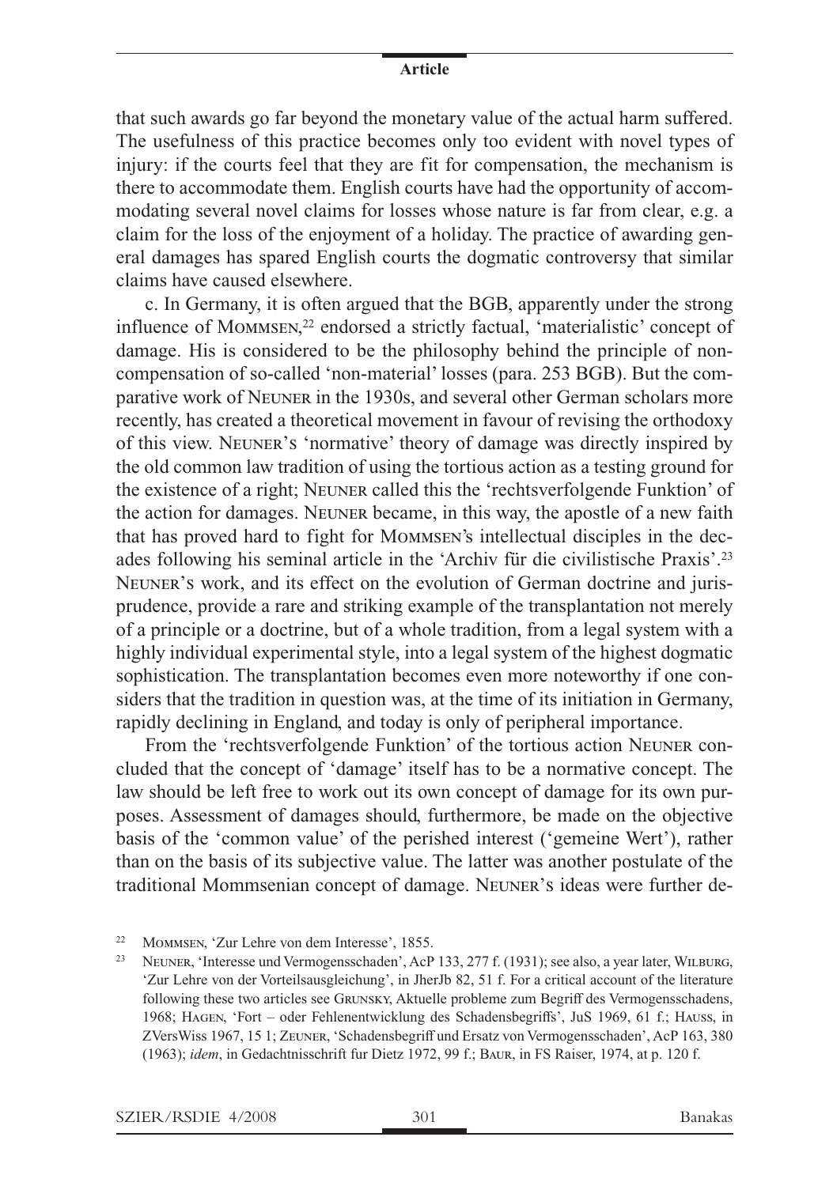that such awards go far beyond the monetary value of the actual harm suffered. The usefulness of this practice becomes only too evident with novel types of injury: if the courts feel that they are fit for compensation, the mechanism is there to accommodate them. English courts have had the opportunity of accommodating several novel claims for losses whose nature is far from clear, e.g. a claim for the loss of the enjoyment of a holiday. The practice of awarding general damages has spared English courts the dogmatic controversy that similar claims have caused elsewhere.

c. In Germany, it is often argued that the BGB, apparently under the strong influence of Mommsen,[22] endorsed a strictly factual, 'materialistic' concept of damage. His is considered to be the philosophy behind the principle of non-compensation of so-called 'non-material' losses (para. 253 BGB). But the comparative work of Neuner in the 1930s, and several other German scholars more recently, has created a theoretical movement in favour of revising the orthodoxy of this view. Neuner's 'normative' theory of damage was directly inspired by the old common law tradition of using the tortious action as a testing ground for the existence of a right; Neuner called this the 'rechtsverfolgende Funktion' of the action for damages. Neuner became, in this way, the apostle of a new faith that has proved hard to fight for Mommsen's intellectual disciples in the decades following his seminal article in the 'Archiv für die civilistische Praxis'.[23] Neuner's work, and its effect on the evolution of German doctrine and jurisprudence, provide a rare and striking example of the transplantation not merely of a principle or a doctrine, but of a whole tradition, from a legal system with a highly individual experimental style, into a legal system of the highest dogmatic sophistication. The transplantation becomes even more noteworthy if one considers that the tradition in question was, at the time of its initiation in Germany, rapidly declining in England, and today is only of peripheral importance.

From the 'rechtsverfolgende Funktion' of the tortious action Neuner concluded that the concept of 'damage' itself has to be a normative concept. The law should be left free to work out its own concept of damage for its own purposes. Assessment of damages should, furthermore, be made on the objective basis of the 'common value' of the perished interest ('gemeine Wert'), rather than on the basis of its subjective value. The latter was another postulate of the traditional Mommsenian concept of damage. Neuner's ideas were further de-

[22] Mommsen, 'Zur Lehre von dem Interesse', 1855.

[23] Neuner, 'Interesse und Vermogensschaden', AcP 133, 277 f. (1931); see also, a year later, Wilburg, 'Zur Lehre von der Vorteilsausgleichung', in JherJb 82, 51 f. For a critical account of the literature following these two articles see Grunsky, Aktuelle probleme zum Begriff des Vermogensschadens, 1968; Hagen, 'Fort – oder Fehlenentwicklung des Schadensbegriffs', JuS 1969, 61 f.; Hauss, in ZVersWiss 1967, 15 1; Zeuner, 'Schadensbegriff und Ersatz von Vermogensschaden', AcP 163, 380 (1963); *idem*, in Gedachtnisschrift fur Dietz 1972, 99 f.; Baur, in FS Raiser, 1974, at p. 120 f.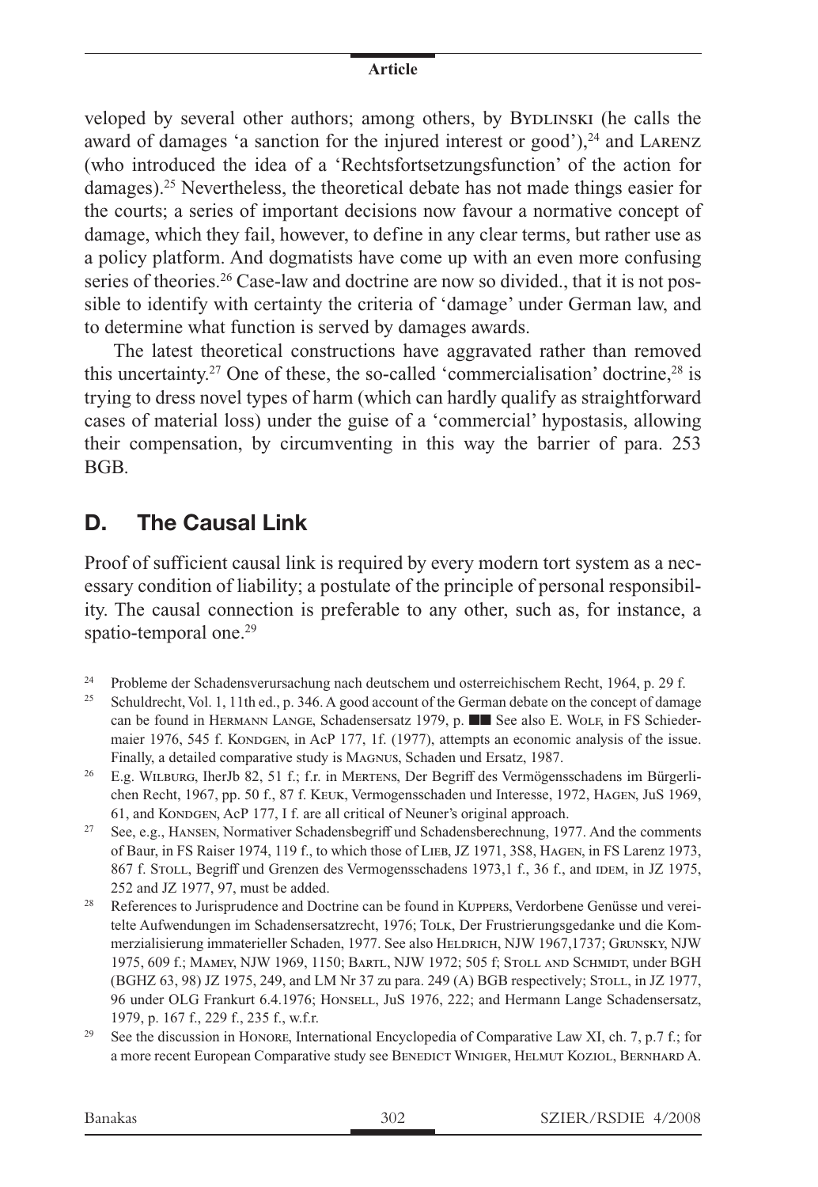veloped by several other authors; among others, by Bydlinski (he calls the award of damages 'a sanction for the injured interest or good'),[24] and Larenz (who introduced the idea of a 'Rechtsfortsetzungsfunction' of the action for damages).[25] Nevertheless, the theoretical debate has not made things easier for the courts; a series of important decisions now favour a normative concept of damage, which they fail, however, to define in any clear terms, but rather use as a policy platform. And dogmatists have come up with an even more confusing series of theories.[26] Case-law and doctrine are now so divided., that it is not possible to identify with certainty the criteria of 'damage' under German law, and to determine what function is served by damages awards.

The latest theoretical constructions have aggravated rather than removed this uncertainty.[27] One of these, the so-called 'commercialisation' doctrine,[28] is trying to dress novel types of harm (which can hardly qualify as straightforward cases of material loss) under the guise of a 'commercial' hypostasis, allowing their compensation, by circumventing in this way the barrier of para. 253 BGB.

## D. The Causal Link

Proof of sufficient causal link is required by every modern tort system as a necessary condition of liability; a postulate of the principle of personal responsibility. The causal connection is preferable to any other, such as, for instance, a spatio-temporal one.[29]

---

[24] Probleme der Schadensverursachung nach deutschem und osterreichischem Recht, 1964, p. 29 f.

[25] Schuldrecht, Vol. 1, 11th ed., p. 346. A good account of the German debate on the concept of damage can be found in Hermann Lange, Schadensersatz 1979, p. ■■ See also E. Wolf, in FS Schiedermaier 1976, 545 f. Kondgen, in AcP 177, 1f. (1977), attempts an economic analysis of the issue. Finally, a detailed comparative study is Magnus, Schaden und Ersatz, 1987.

[26] E.g. Wilburg, IherJb 82, 51 f.; f.r. in Mertens, Der Begriff des Vermögensschadens im Bürgerlichen Recht, 1967, pp. 50 f., 87 f. Keuk, Vermogensschaden und Interesse, 1972, Hagen, JuS 1969, 61, and Kondgen, AcP 177, I f. are all critical of Neuner's original approach.

[27] See, e.g., Hansen, Normativer Schadensbegriff und Schadensberechnung, 1977. And the comments of Baur, in FS Raiser 1974, 119 f., to which those of Lieb, JZ 1971, 3S8, Hagen, in FS Larenz 1973, 867 f. Stoll, Begriff und Grenzen des Vermogensschadens 1973,1 f., 36 f., and idem, in JZ 1975, 252 and JZ 1977, 97, must be added.

[28] References to Jurisprudence and Doctrine can be found in Kuppers, Verdorbene Genüsse und vereitelte Aufwendungen im Schadensersatzrecht, 1976; Tolk, Der Frustrierungsgedanke und die Kommerzialisierung immaterieller Schaden, 1977. See also Heldrich, NJW 1967,1737; Grunsky, NJW 1975, 609 f.; Mamey, NJW 1969, 1150; Bartl, NJW 1972; 505 f; Stoll and Schmidt, under BGH (BGHZ 63, 98) JZ 1975, 249, and LM Nr 37 zu para. 249 (A) BGB respectively; Stoll, in JZ 1977, 96 under OLG Frankurt 6.4.1976; Honsell, JuS 1976, 222; and Hermann Lange Schadensersatz, 1979, p. 167 f., 229 f., 235 f., w.f.r.

[29] See the discussion in Honore, International Encyclopedia of Comparative Law XI, ch. 7, p.7 f.; for a more recent European Comparative study see Benedict Winiger, Helmut Koziol, Bernhard A.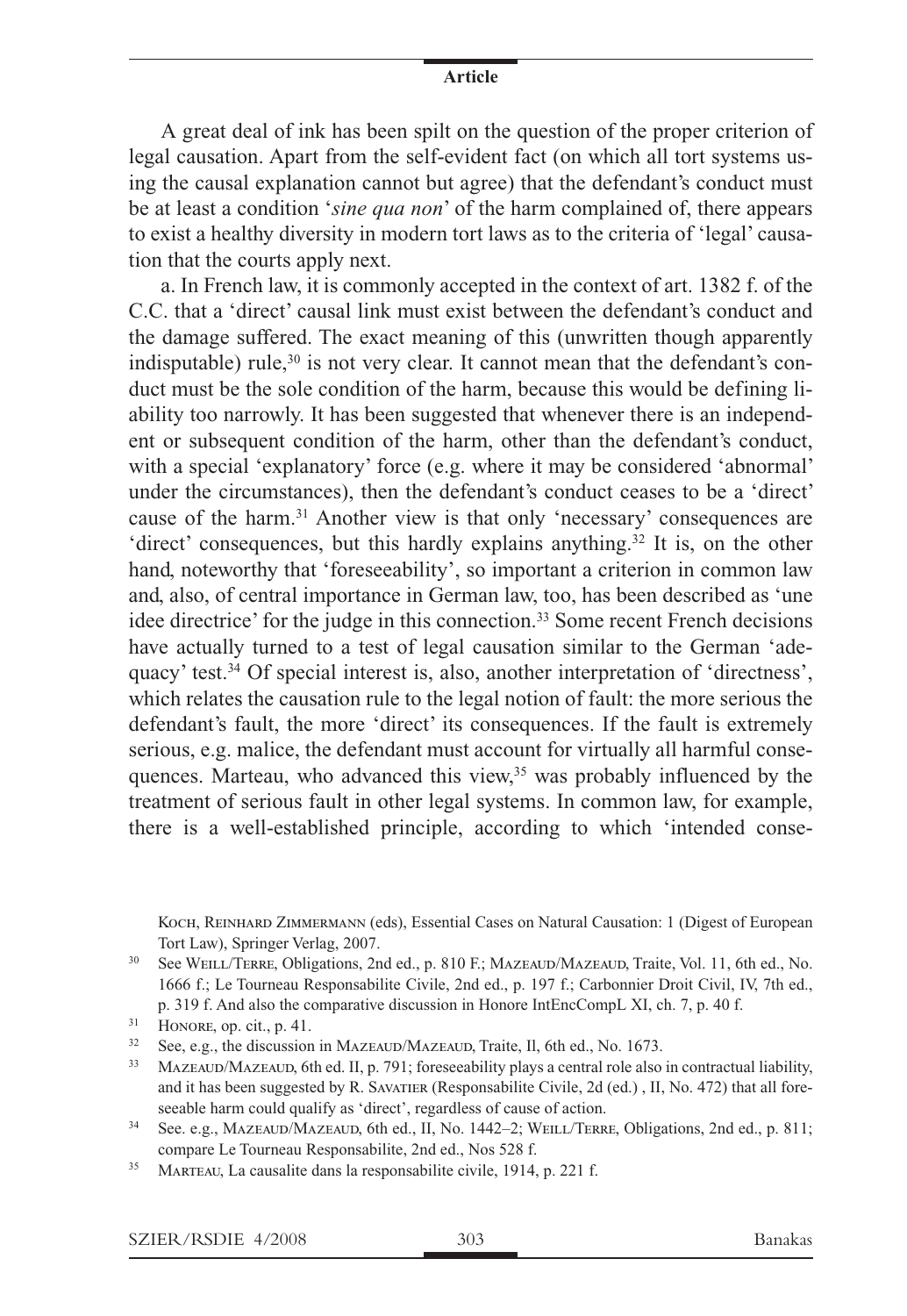A great deal of ink has been spilt on the question of the proper criterion of legal causation. Apart from the self-evident fact (on which all tort systems using the causal explanation cannot but agree) that the defendant's conduct must be at least a condition '*sine qua non*' of the harm complained of, there appears to exist a healthy diversity in modern tort laws as to the criteria of 'legal' causation that the courts apply next.

a. In French law, it is commonly accepted in the context of art. 1382 f. of the C.C. that a 'direct' causal link must exist between the defendant's conduct and the damage suffered. The exact meaning of this (unwritten though apparently indisputable) rule,[30] is not very clear. It cannot mean that the defendant's conduct must be the sole condition of the harm, because this would be defining liability too narrowly. It has been suggested that whenever there is an independent or subsequent condition of the harm, other than the defendant's conduct, with a special 'explanatory' force (e.g. where it may be considered 'abnormal' under the circumstances), then the defendant's conduct ceases to be a 'direct' cause of the harm.[31] Another view is that only 'necessary' consequences are 'direct' consequences, but this hardly explains anything.[32] It is, on the other hand, noteworthy that 'foreseeability', so important a criterion in common law and, also, of central importance in German law, too, has been described as 'une idee directrice' for the judge in this connection.[33] Some recent French decisions have actually turned to a test of legal causation similar to the German 'adequacy' test.[34] Of special interest is, also, another interpretation of 'directness', which relates the causation rule to the legal notion of fault: the more serious the defendant's fault, the more 'direct' its consequences. If the fault is extremely serious, e.g. malice, the defendant must account for virtually all harmful consequences. Marteau, who advanced this view,[35] was probably influenced by the treatment of serious fault in other legal systems. In common law, for example, there is a well-established principle, according to which 'intended conse-

Koch, Reinhard Zimmermann (eds), Essential Cases on Natural Causation: 1 (Digest of European Tort Law), Springer Verlag, 2007.

[30] See Weill/Terre, Obligations, 2nd ed., p. 810 F.; Mazeaud/Mazeaud, Traite, Vol. 11, 6th ed., No. 1666 f.; Le Tourneau Responsabilite Civile, 2nd ed., p. 197 f.; Carbonnier Droit Civil, IV, 7th ed., p. 319 f. And also the comparative discussion in Honore IntEncCompL XI, ch. 7, p. 40 f.

[31] Honore, op. cit., p. 41.

[32] See, e.g., the discussion in Mazeaud/Mazeaud, Traite, Il, 6th ed., No. 1673.

[33] Mazeaud/Mazeaud, 6th ed. II, p. 791; foreseeability plays a central role also in contractual liability, and it has been suggested by R. Savatier (Responsabilite Civile, 2d (ed.) , II, No. 472) that all foreseeable harm could qualify as 'direct', regardless of cause of action.

[34] See. e.g., Mazeaud/Mazeaud, 6th ed., II, No. 1442–2; Weill/Terre, Obligations, 2nd ed., p. 811; compare Le Tourneau Responsabilite, 2nd ed., Nos 528 f.

[35] Marteau, La causalite dans la responsabilite civile, 1914, p. 221 f.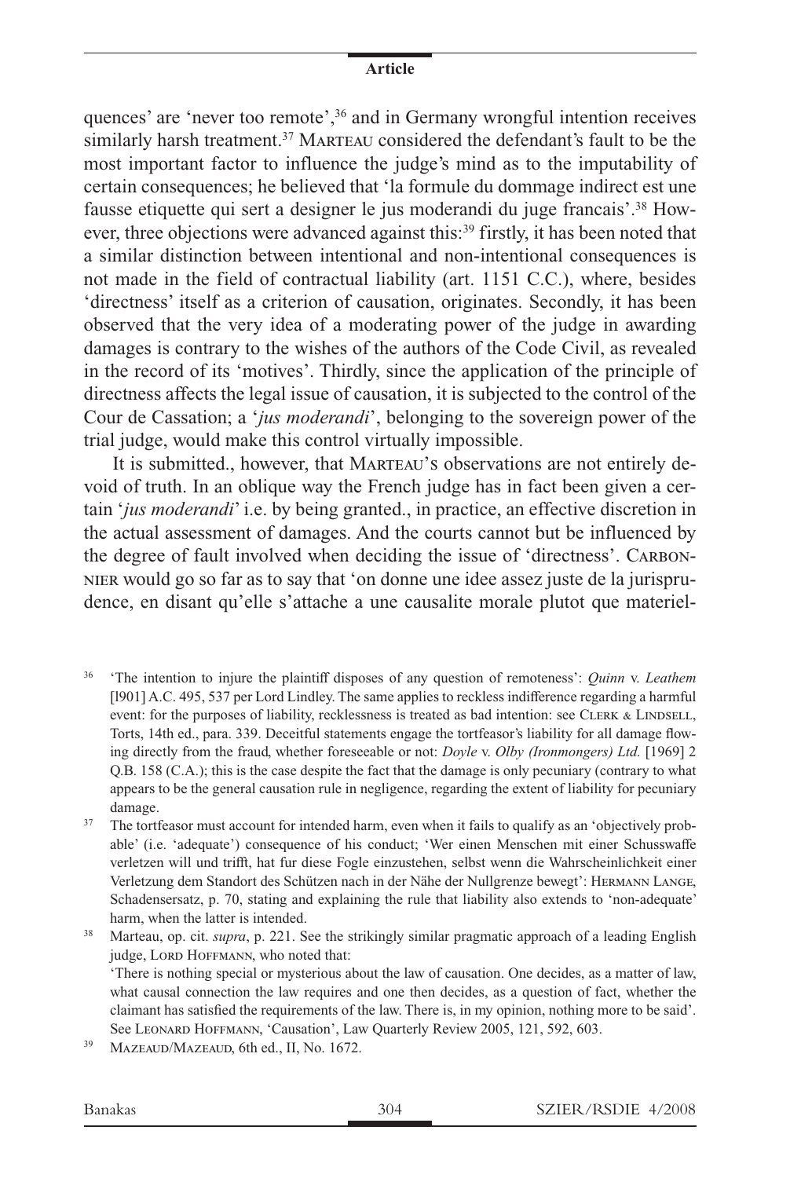quences' are 'never too remote',[36] and in Germany wrongful intention receives similarly harsh treatment.[37] Marteau considered the defendant's fault to be the most important factor to influence the judge's mind as to the imputability of certain consequences; he believed that 'la formule du dommage indirect est une fausse etiquette qui sert a designer le jus moderandi du juge francais'.[38] However, three objections were advanced against this:[39] firstly, it has been noted that a similar distinction between intentional and non-intentional consequences is not made in the field of contractual liability (art. 1151 C.C.), where, besides 'directness' itself as a criterion of causation, originates. Secondly, it has been observed that the very idea of a moderating power of the judge in awarding damages is contrary to the wishes of the authors of the Code Civil, as revealed in the record of its 'motives'. Thirdly, since the application of the principle of directness affects the legal issue of causation, it is subjected to the control of the Cour de Cassation; a '*jus moderandi*', belonging to the sovereign power of the trial judge, would make this control virtually impossible.

It is submitted., however, that Marteau's observations are not entirely devoid of truth. In an oblique way the French judge has in fact been given a certain '*jus moderandi*' i.e. by being granted., in practice, an effective discretion in the actual assessment of damages. And the courts cannot but be influenced by the degree of fault involved when deciding the issue of 'directness'. Carbonnier would go so far as to say that 'on donne une idee assez juste de la jurisprudence, en disant qu'elle s'attache a une causalite morale plutot que materiel-

---

[36] 'The intention to injure the plaintiff disposes of any question of remoteness': *Quinn* v. *Leathem* [l901] A.C. 495, 537 per Lord Lindley. The same applies to reckless indifference regarding a harmful event: for the purposes of liability, recklessness is treated as bad intention: see Clerk & Lindsell, Torts, 14th ed., para. 339. Deceitful statements engage the tortfeasor's liability for all damage flowing directly from the fraud, whether foreseeable or not: *Doyle* v. *Olby (Ironmongers) Ltd.* [1969] 2 Q.B. 158 (C.A.); this is the case despite the fact that the damage is only pecuniary (contrary to what appears to be the general causation rule in negligence, regarding the extent of liability for pecuniary damage.

[37] The tortfeasor must account for intended harm, even when it fails to qualify as an 'objectively probable' (i.e. 'adequate') consequence of his conduct; 'Wer einen Menschen mit einer Schusswaffe verletzen will und trifft, hat fur diese Fogle einzustehen, selbst wenn die Wahrscheinlichkeit einer Verletzung dem Standort des Schützen nach in der Nähe der Nullgrenze bewegt': Hermann Lange, Schadensersatz, p. 70, stating and explaining the rule that liability also extends to 'non-adequate' harm, when the latter is intended.

[38] Marteau, op. cit. *supra*, p. 221. See the strikingly similar pragmatic approach of a leading English judge, Lord Hoffmann, who noted that:
'There is nothing special or mysterious about the law of causation. One decides, as a matter of law, what causal connection the law requires and one then decides, as a question of fact, whether the claimant has satisfied the requirements of the law. There is, in my opinion, nothing more to be said'. See Leonard Hoffmann, 'Causation', Law Quarterly Review 2005, 121, 592, 603.

[39] Mazeaud/Mazeaud, 6th ed., II, No. 1672.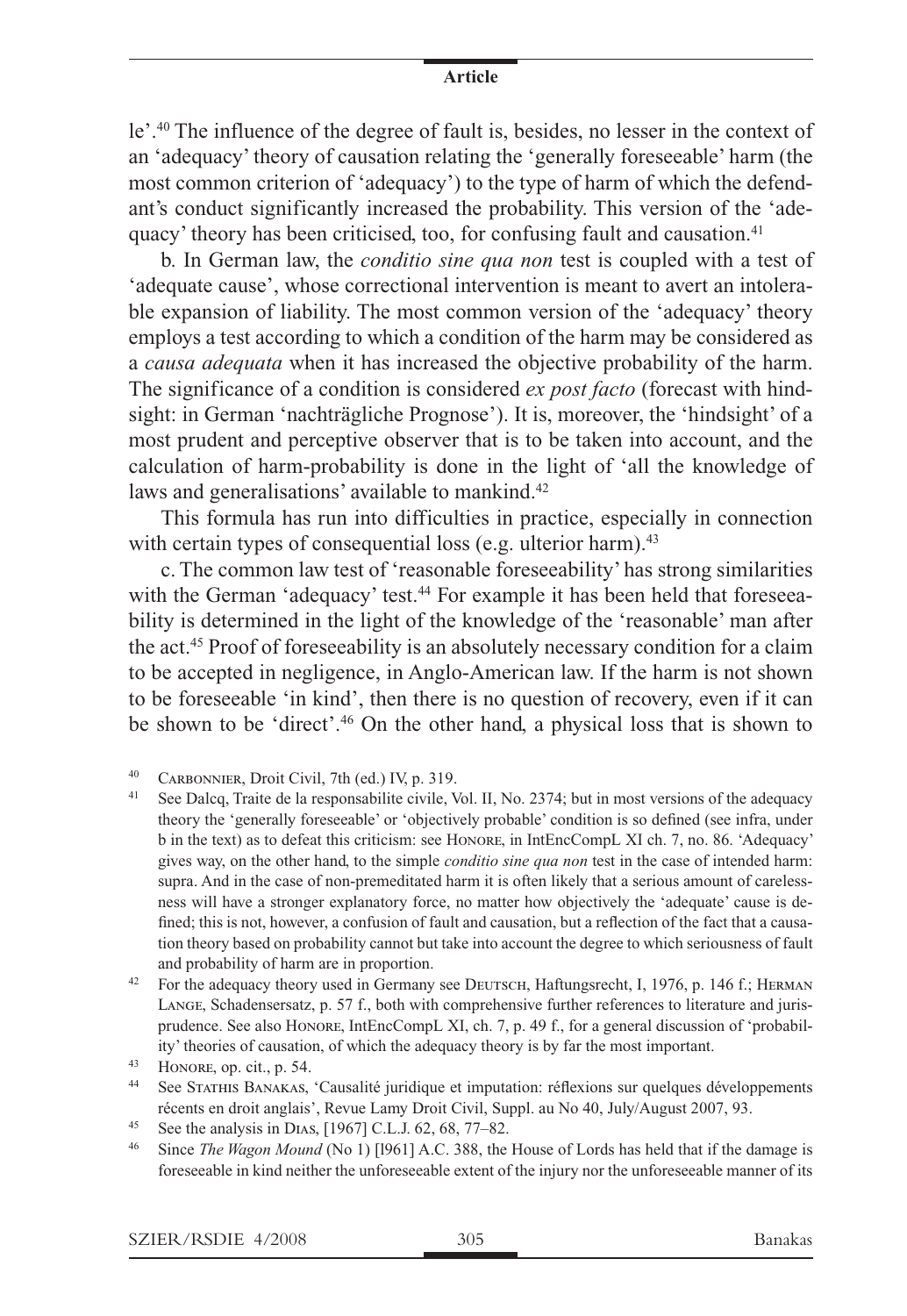le'.[40] The influence of the degree of fault is, besides, no lesser in the context of an 'adequacy' theory of causation relating the 'generally foreseeable' harm (the most common criterion of 'adequacy') to the type of harm of which the defendant's conduct significantly increased the probability. This version of the 'adequacy' theory has been criticised, too, for confusing fault and causation.[41]

b. In German law, the *conditio sine qua non* test is coupled with a test of 'adequate cause', whose correctional intervention is meant to avert an intolerable expansion of liability. The most common version of the 'adequacy' theory employs a test according to which a condition of the harm may be considered as a *causa adequata* when it has increased the objective probability of the harm. The significance of a condition is considered *ex post facto* (forecast with hindsight: in German 'nachträgliche Prognose'). It is, moreover, the 'hindsight' of a most prudent and perceptive observer that is to be taken into account, and the calculation of harm-probability is done in the light of 'all the knowledge of laws and generalisations' available to mankind.[42]

This formula has run into difficulties in practice, especially in connection with certain types of consequential loss (e.g. ulterior harm).[43]

c. The common law test of 'reasonable foreseeability' has strong similarities with the German 'adequacy' test.[44] For example it has been held that foreseeability is determined in the light of the knowledge of the 'reasonable' man after the act.[45] Proof of foreseeability is an absolutely necessary condition for a claim to be accepted in negligence, in Anglo-American law. If the harm is not shown to be foreseeable 'in kind', then there is no question of recovery, even if it can be shown to be 'direct'.[46] On the other hand, a physical loss that is shown to

---

[40] Carbonnier, Droit Civil, 7th (ed.) IV, p. 319.

[41] See Dalcq, Traite de la responsabilite civile, Vol. II, No. 2374; but in most versions of the adequacy theory the 'generally foreseeable' or 'objectively probable' condition is so defined (see infra, under b in the text) as to defeat this criticism: see Honore, in IntEncCompL XI ch. 7, no. 86. 'Adequacy' gives way, on the other hand, to the simple *conditio sine qua non* test in the case of intended harm: supra. And in the case of non-premeditated harm it is often likely that a serious amount of carelessness will have a stronger explanatory force, no matter how objectively the 'adequate' cause is defined; this is not, however, a confusion of fault and causation, but a reflection of the fact that a causation theory based on probability cannot but take into account the degree to which seriousness of fault and probability of harm are in proportion.

[42] For the adequacy theory used in Germany see Deutsch, Haftungsrecht, I, 1976, p. 146 f.; Herman Lange, Schadensersatz, p. 57 f., both with comprehensive further references to literature and jurisprudence. See also Honore, IntEncCompL XI, ch. 7, p. 49 f., for a general discussion of 'probability' theories of causation, of which the adequacy theory is by far the most important.

[43] Honore, op. cit., p. 54.

[44] See Stathis Banakas, 'Causalité juridique et imputation: réflexions sur quelques développements récents en droit anglais', Revue Lamy Droit Civil, Suppl. au No 40, July/August 2007, 93.

[45] See the analysis in Dias, [1967] C.L.J. 62, 68, 77–82.

[46] Since *The Wagon Mound* (No 1) [l961] A.C. 388, the House of Lords has held that if the damage is foreseeable in kind neither the unforeseeable extent of the injury nor the unforeseeable manner of its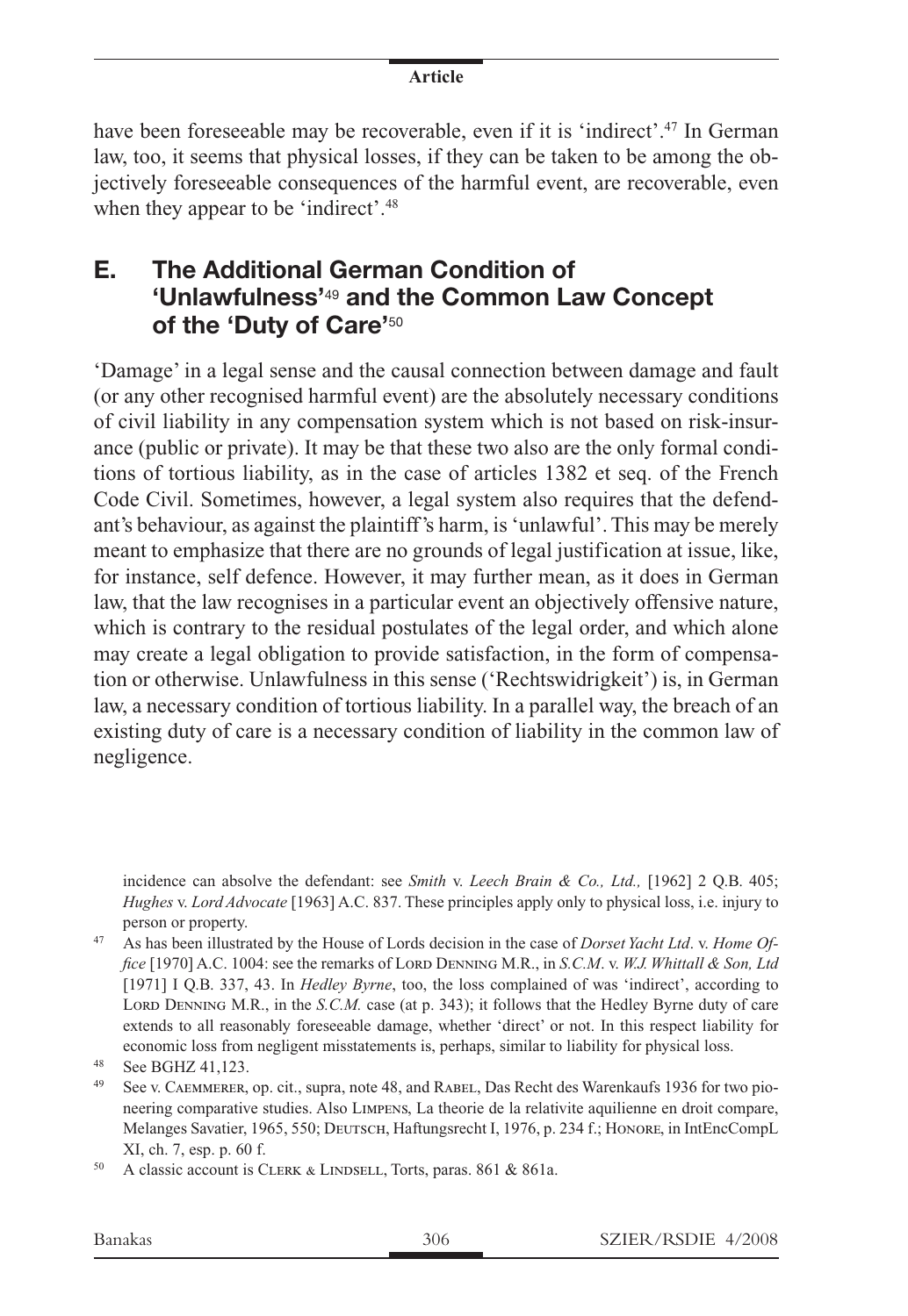have been foreseeable may be recoverable, even if it is 'indirect'.[47] In German law, too, it seems that physical losses, if they can be taken to be among the objectively foreseeable consequences of the harmful event, are recoverable, even when they appear to be 'indirect'.[48]

## E. The Additional German Condition of 'Unlawfulness'[49] and the Common Law Concept of the 'Duty of Care'[50]

'Damage' in a legal sense and the causal connection between damage and fault (or any other recognised harmful event) are the absolutely necessary conditions of civil liability in any compensation system which is not based on risk-insurance (public or private). It may be that these two also are the only formal conditions of tortious liability, as in the case of articles 1382 et seq. of the French Code Civil. Sometimes, however, a legal system also requires that the defendant's behaviour, as against the plaintiff's harm, is 'unlawful'. This may be merely meant to emphasize that there are no grounds of legal justification at issue, like, for instance, self defence. However, it may further mean, as it does in German law, that the law recognises in a particular event an objectively offensive nature, which is contrary to the residual postulates of the legal order, and which alone may create a legal obligation to provide satisfaction, in the form of compensation or otherwise. Unlawfulness in this sense ('Rechtswidrigkeit') is, in German law, a necessary condition of tortious liability. In a parallel way, the breach of an existing duty of care is a necessary condition of liability in the common law of negligence.

incidence can absolve the defendant: see *Smith* v. *Leech Brain & Co., Ltd.,* [1962] 2 Q.B. 405; *Hughes* v. *Lord Advocate* [1963] A.C. 837. These principles apply only to physical loss, i.e. injury to person or property.

[47] As has been illustrated by the House of Lords decision in the case of *Dorset Yacht Ltd*. v. *Home Office* [1970] A.C. 1004: see the remarks of Lord Denning M.R., in *S.C.M*. v. *W.J. Whittall & Son, Ltd* [1971] I Q.B. 337, 43. In *Hedley Byrne*, too, the loss complained of was 'indirect', according to Lord Denning M.R., in the *S.C.M.* case (at p. 343); it follows that the Hedley Byrne duty of care extends to all reasonably foreseeable damage, whether 'direct' or not. In this respect liability for economic loss from negligent misstatements is, perhaps, similar to liability for physical loss.

[48] See BGHZ 41,123.

[49] See v. Caemmerer, op. cit., supra, note 48, and Rabel, Das Recht des Warenkaufs 1936 for two pioneering comparative studies. Also Limpens, La theorie de la relativite aquilienne en droit compare, Melanges Savatier, 1965, 550; Deutsch, Haftungsrecht I, 1976, p. 234 f.; Honore, in IntEncCompL XI, ch. 7, esp. p. 60 f.

[50] A classic account is Clerk & Lindsell, Torts, paras. 861 & 861a.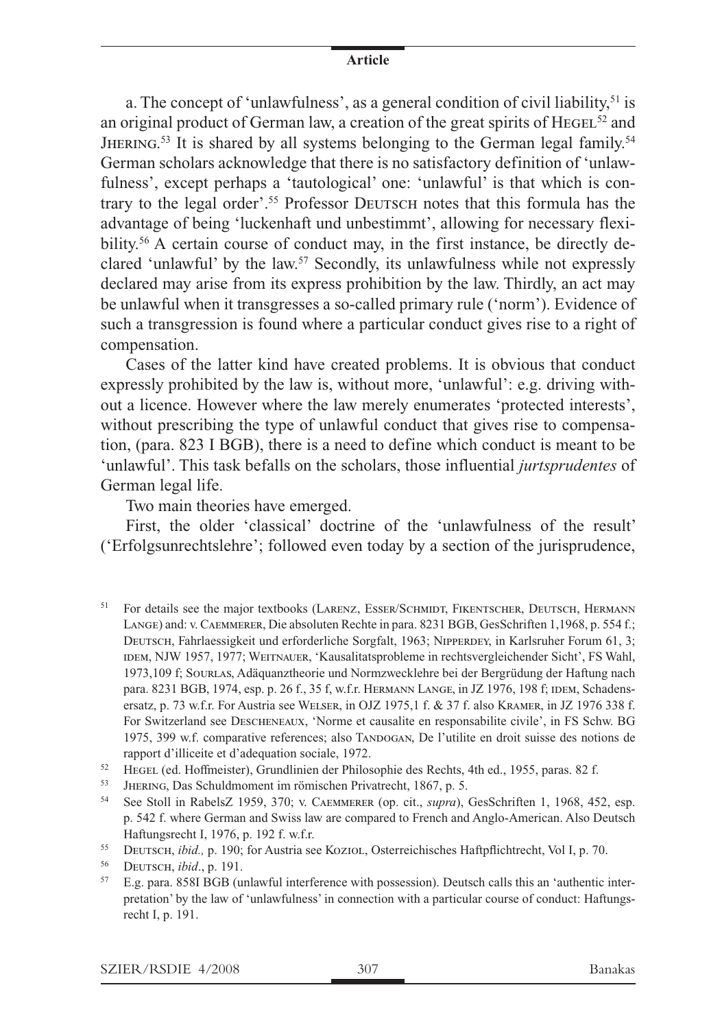a. The concept of 'unlawfulness', as a general condition of civil liability,[51] is an original product of German law, a creation of the great spirits of HEGEL[52] and JHERING.[53] It is shared by all systems belonging to the German legal family.[54] German scholars acknowledge that there is no satisfactory definition of 'unlawfulness', except perhaps a 'tautological' one: 'unlawful' is that which is contrary to the legal order'.[55] Professor DEUTSCH notes that this formula has the advantage of being 'luckenhaft und unbestimmt', allowing for necessary flexibility.[56] A certain course of conduct may, in the first instance, be directly declared 'unlawful' by the law.[57] Secondly, its unlawfulness while not expressly declared may arise from its express prohibition by the law. Thirdly, an act may be unlawful when it transgresses a so-called primary rule ('norm'). Evidence of such a transgression is found where a particular conduct gives rise to a right of compensation.

Cases of the latter kind have created problems. It is obvious that conduct expressly prohibited by the law is, without more, 'unlawful': e.g. driving without a licence. However where the law merely enumerates 'protected interests', without prescribing the type of unlawful conduct that gives rise to compensation, (para. 823 I BGB), there is a need to define which conduct is meant to be 'unlawful'. This task befalls on the scholars, those influential *jurtsprudentes* of German legal life.

Two main theories have emerged.

First, the older 'classical' doctrine of the 'unlawfulness of the result' ('Erfolgsunrechtslehre'; followed even today by a section of the jurisprudence,

---

[51] For details see the major textbooks (LARENZ, ESSER/SCHMIDT, FIKENTSCHER, DEUTSCH, HERMANN LANGE) and: v. CAEMMERER, Die absoluten Rechte in para. 8231 BGB, GesSchriften 1,1968, p. 554 f.; DEUTSCH, Fahrlaessigkeit und erforderliche Sorgfalt, 1963; NIPPERDEY, in Karlsruher Forum 61, 3; IDEM, NJW 1957, 1977; WEITNAUER, 'Kausalitatsprobleme in rechtsvergleichender Sicht', FS Wahl, 1973,109 f; SOURLAS, Adäquanztheorie und Normzwecklehre bei der Begrüdung der Haftung nach para. 8231 BGB, 1974, esp. p. 26 f., 35 f, w.f.r. HERMANN LANGE, in JZ 1976, 198 f; IDEM, Schadensersatz, p. 73 w.f.r. For Austria see WELSER, in OJZ 1975,1 f. & 37 f. also KRAMER, in JZ 1976 338 f. For Switzerland see DESCHENEAUX, 'Norme et causalite en responsabilite civile', in FS Schw. BG 1975, 399 w.f. comparative references; also TANDOGAN, De l'utilite en droit suisse des notions de rapport d'illiceite et d'adequation sociale, 1972.

[52] HEGEL (ed. Hoffmeister), Grundlinien der Philosophie des Rechts, 4th ed., 1955, paras. 82 f.

[53] JHERING, Das Schuldmoment im römischen Privatrecht, 1867, p. 5.

[54] See Stoll in RabelsZ 1959, 370; v. CAEMMERER (op. cit., *supra*), GesSchriften 1, 1968, 452, esp. p. 542 f. where German and Swiss law are compared to French and Anglo-American. Also Deutsch Haftungsrecht I, 1976, p. 192 f. w.f.r.

[55] DEUTSCH, *ibid.,* p. 190; for Austria see KOZIOL, Osterreichisches Haftpflichtrecht, Vol I, p. 70.

[56] DEUTSCH, *ibid*., p. 191.

[57] E.g. para. 858I BGB (unlawful interference with possession). Deutsch calls this an 'authentic interpretation' by the law of 'unlawfulness' in connection with a particular course of conduct: Haftungsrecht I, p. 191.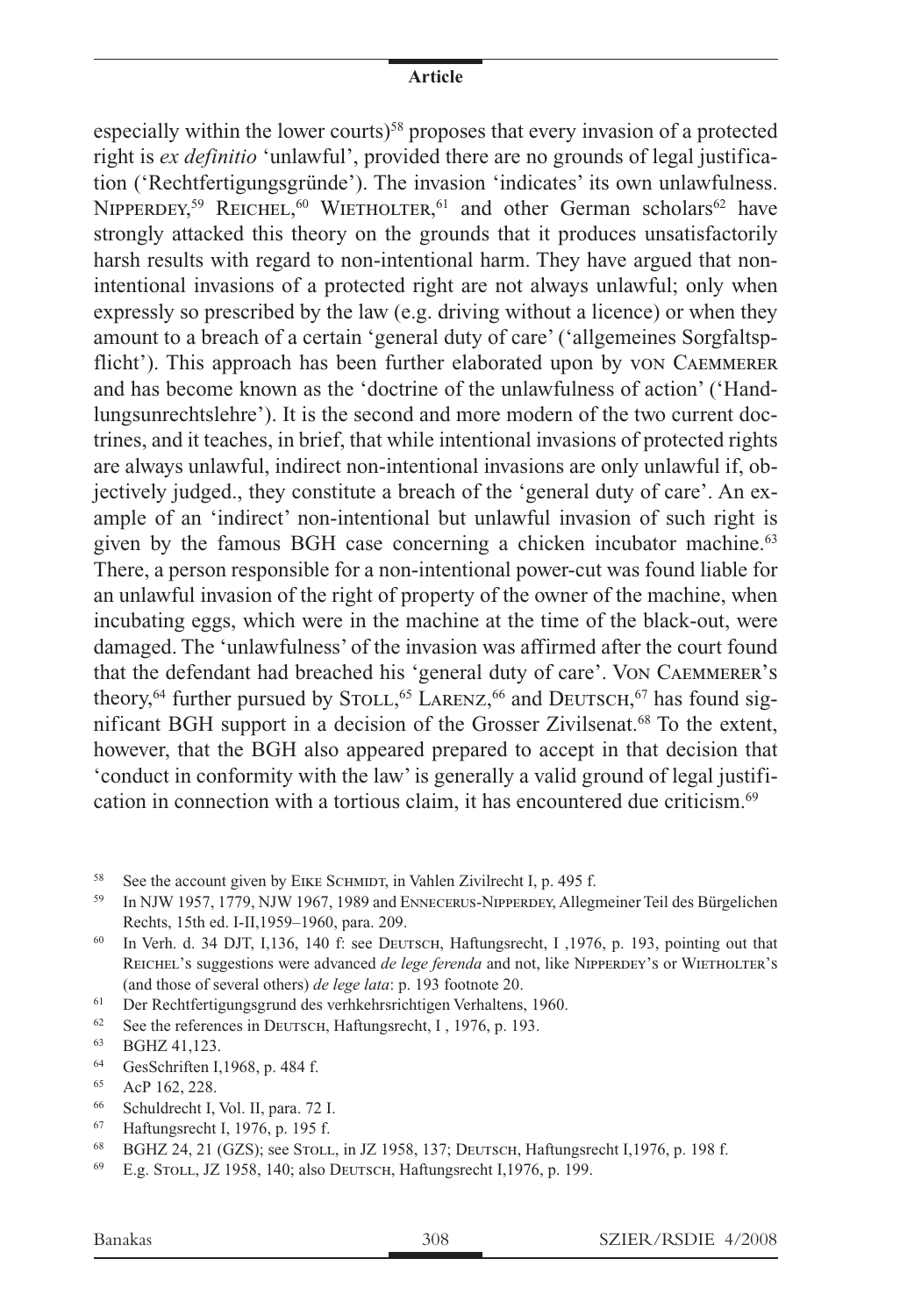especially within the lower courts)[58] proposes that every invasion of a protected right is *ex definitio* 'unlawful', provided there are no grounds of legal justification ('Rechtfertigungsgründe'). The invasion 'indicates' its own unlawfulness. Nipperdey,[59] Reichel,[60] Wietholter,[61] and other German scholars[62] have strongly attacked this theory on the grounds that it produces unsatisfactorily harsh results with regard to non-intentional harm. They have argued that non-intentional invasions of a protected right are not always unlawful; only when expressly so prescribed by the law (e.g. driving without a licence) or when they amount to a breach of a certain 'general duty of care' ('allgemeines Sorgfaltspflicht'). This approach has been further elaborated upon by von Caemmerer and has become known as the 'doctrine of the unlawfulness of action' ('Handlungsunrechtslehre'). It is the second and more modern of the two current doctrines, and it teaches, in brief, that while intentional invasions of protected rights are always unlawful, indirect non-intentional invasions are only unlawful if, objectively judged., they constitute a breach of the 'general duty of care'. An example of an 'indirect' non-intentional but unlawful invasion of such right is given by the famous BGH case concerning a chicken incubator machine.[63] There, a person responsible for a non-intentional power-cut was found liable for an unlawful invasion of the right of property of the owner of the machine, when incubating eggs, which were in the machine at the time of the black-out, were damaged. The 'unlawfulness' of the invasion was affirmed after the court found that the defendant had breached his 'general duty of care'. Von Caemmerer's theory,[64] further pursued by Stoll,[65] Larenz,[66] and Deutsch,[67] has found significant BGH support in a decision of the Grosser Zivilsenat.[68] To the extent, however, that the BGH also appeared prepared to accept in that decision that 'conduct in conformity with the law' is generally a valid ground of legal justification in connection with a tortious claim, it has encountered due criticism.[69]

[58] See the account given by Eike Schmidt, in Vahlen Zivilrecht I, p. 495 f.

[59] In NJW 1957, 1779, NJW 1967, 1989 and Ennecerus-Nipperdey, Allegmeiner Teil des Bürgelichen Rechts, 15th ed. I-II,1959–1960, para. 209.

[60] In Verh. d. 34 DJT, I,136, 140 f: see Deutsch, Haftungsrecht, I ,1976, p. 193, pointing out that Reichel's suggestions were advanced *de lege ferenda* and not, like Nipperdey's or Wietholter's (and those of several others) *de lege lata*: p. 193 footnote 20.

[61] Der Rechtfertigungsgrund des verhkehrsrichtigen Verhaltens, 1960.

[62] See the references in Deutsch, Haftungsrecht, I , 1976, p. 193.

[63] BGHZ 41,123.

[64] GesSchriften I,1968, p. 484 f.

[65] AcP 162, 228.

[66] Schuldrecht I, Vol. II, para. 72 I.

[67] Haftungsrecht I, 1976, p. 195 f.

[68] BGHZ 24, 21 (GZS); see Stoll, in JZ 1958, 137; Deutsch, Haftungsrecht I,1976, p. 198 f.

[69] E.g. Stoll, JZ 1958, 140; also Deutsch, Haftungsrecht I,1976, p. 199.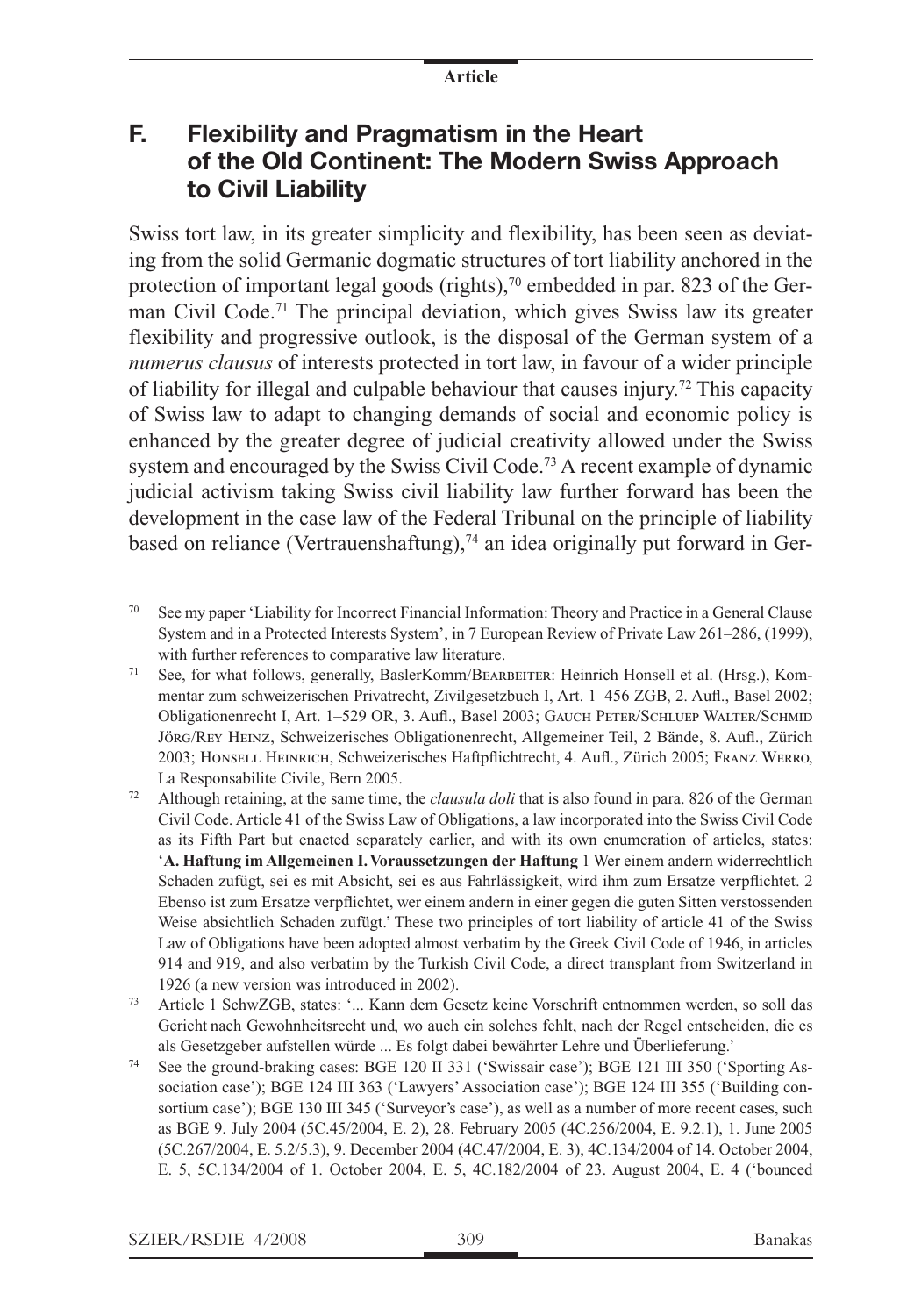## F. Flexibility and Pragmatism in the Heart of the Old Continent: The Modern Swiss Approach to Civil Liability

Swiss tort law, in its greater simplicity and flexibility, has been seen as deviating from the solid Germanic dogmatic structures of tort liability anchored in the protection of important legal goods (rights),[70] embedded in par. 823 of the German Civil Code.[71] The principal deviation, which gives Swiss law its greater flexibility and progressive outlook, is the disposal of the German system of a *numerus clausus* of interests protected in tort law, in favour of a wider principle of liability for illegal and culpable behaviour that causes injury.[72] This capacity of Swiss law to adapt to changing demands of social and economic policy is enhanced by the greater degree of judicial creativity allowed under the Swiss system and encouraged by the Swiss Civil Code.[73] A recent example of dynamic judicial activism taking Swiss civil liability law further forward has been the development in the case law of the Federal Tribunal on the principle of liability based on reliance (Vertrauenshaftung),[74] an idea originally put forward in Ger-

[70] See my paper 'Liability for Incorrect Financial Information: Theory and Practice in a General Clause System and in a Protected Interests System', in 7 European Review of Private Law 261–286, (1999), with further references to comparative law literature.

[71] See, for what follows, generally, BaslerKomm/Bearbeiter: Heinrich Honsell et al. (Hrsg.), Kommentar zum schweizerischen Privatrecht, Zivilgesetzbuch I, Art. 1–456 ZGB, 2. Aufl., Basel 2002; Obligationenrecht I, Art. 1–529 OR, 3. Aufl., Basel 2003; Gauch Peter/Schluep Walter/Schmid Jörg/Rey Heinz, Schweizerisches Obligationenrecht, Allgemeiner Teil, 2 Bände, 8. Aufl., Zürich 2003; Honsell Heinrich, Schweizerisches Haftpflichtrecht, 4. Aufl., Zürich 2005; Franz Werro, La Responsabilite Civile, Bern 2005.

[72] Although retaining, at the same time, the *clausula doli* that is also found in para. 826 of the German Civil Code. Article 41 of the Swiss Law of Obligations, a law incorporated into the Swiss Civil Code as its Fifth Part but enacted separately earlier, and with its own enumeration of articles, states: '**A. Haftung im Allgemeinen I. Voraussetzungen der Haftung** 1 Wer einem andern widerrechtlich Schaden zufügt, sei es mit Absicht, sei es aus Fahrlässigkeit, wird ihm zum Ersatze verpflichtet. 2 Ebenso ist zum Ersatze verpflichtet, wer einem andern in einer gegen die guten Sitten verstossenden Weise absichtlich Schaden zufügt.' These two principles of tort liability of article 41 of the Swiss Law of Obligations have been adopted almost verbatim by the Greek Civil Code of 1946, in articles 914 and 919, and also verbatim by the Turkish Civil Code, a direct transplant from Switzerland in 1926 (a new version was introduced in 2002).

[73] Article 1 SchwZGB, states: '... Kann dem Gesetz keine Vorschrift entnommen werden, so soll das Gericht nach Gewohnheitsrecht und, wo auch ein solches fehlt, nach der Regel entscheiden, die es als Gesetzgeber aufstellen würde ... Es folgt dabei bewährter Lehre und Überlieferung.'

[74] See the ground-braking cases: BGE 120 II 331 ('Swissair case'); BGE 121 III 350 ('Sporting Association case'); BGE 124 III 363 ('Lawyers' Association case'); BGE 124 III 355 ('Building consortium case'); BGE 130 III 345 ('Surveyor's case'), as well as a number of more recent cases, such as BGE 9. July 2004 (5C.45/2004, E. 2), 28. February 2005 (4C.256/2004, E. 9.2.1), 1. June 2005 (5C.267/2004, E. 5.2/5.3), 9. December 2004 (4C.47/2004, E. 3), 4C.134/2004 of 14. October 2004, E. 5, 5C.134/2004 of 1. October 2004, E. 5, 4C.182/2004 of 23. August 2004, E. 4 ('bounced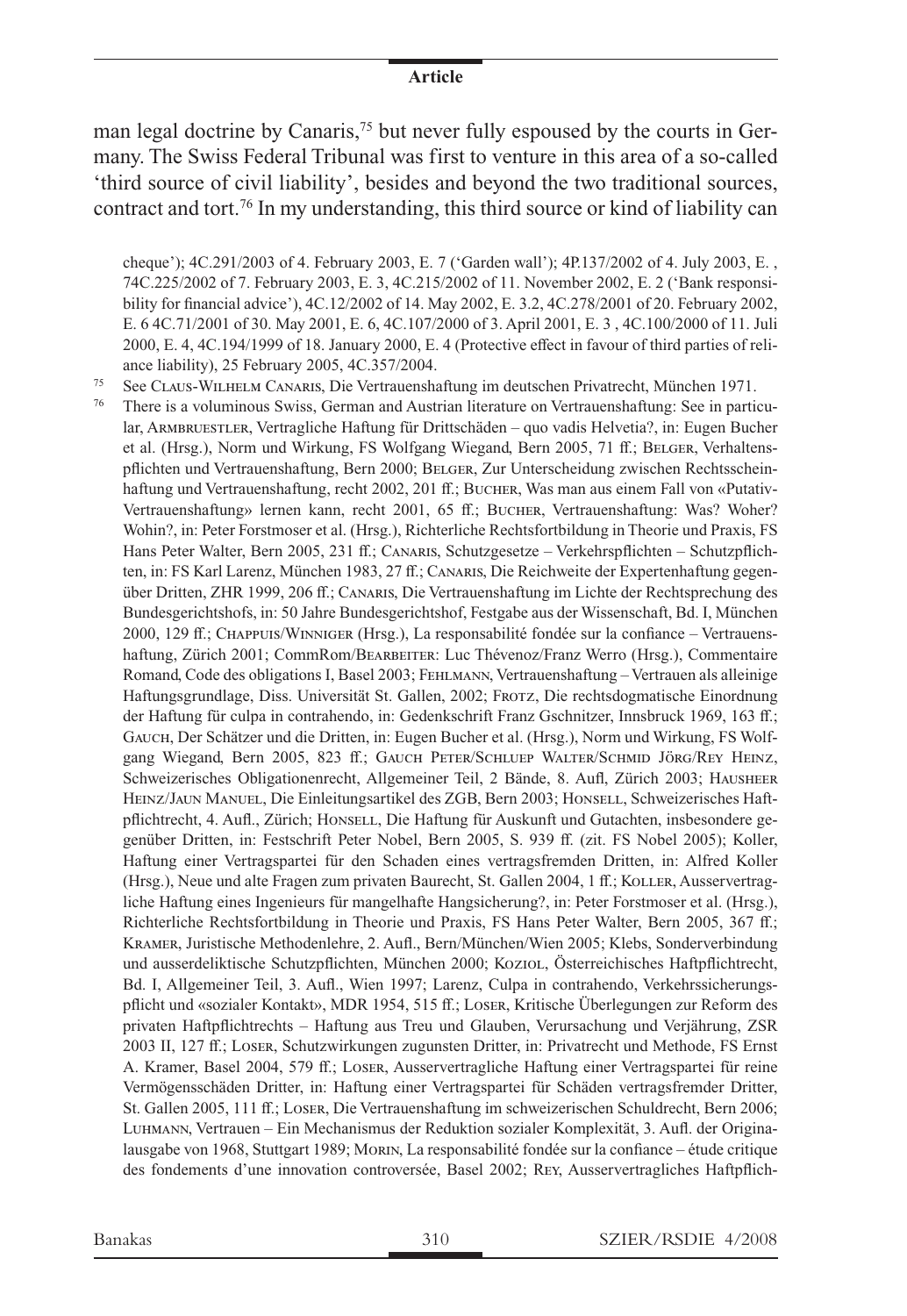man legal doctrine by Canaris,[75] but never fully espoused by the courts in Germany. The Swiss Federal Tribunal was first to venture in this area of a so-called 'third source of civil liability', besides and beyond the two traditional sources, contract and tort.[76] In my understanding, this third source or kind of liability can

cheque'); 4C.291/2003 of 4. February 2003, E. 7 ('Garden wall'); 4P.137/2002 of 4. July 2003, E. , 74C.225/2002 of 7. February 2003, E. 3, 4C.215/2002 of 11. November 2002, E. 2 ('Bank responsibility for financial advice'), 4C.12/2002 of 14. May 2002, E. 3.2, 4C.278/2001 of 20. February 2002, E. 6 4C.71/2001 of 30. May 2001, E. 6, 4C.107/2000 of 3. April 2001, E. 3 , 4C.100/2000 of 11. Juli 2000, E. 4, 4C.194/1999 of 18. January 2000, E. 4 (Protective effect in favour of third parties of reliance liability), 25 February 2005, 4C.357/2004.

[75] See Claus-Wilhelm Canaris, Die Vertrauenshaftung im deutschen Privatrecht, München 1971.

[76] There is a voluminous Swiss, German and Austrian literature on Vertrauenshaftung: See in particular, Armbruestler, Vertragliche Haftung für Drittschäden – quo vadis Helvetia?, in: Eugen Bucher et al. (Hrsg.), Norm und Wirkung, FS Wolfgang Wiegand, Bern 2005, 71 ff.; Belger, Verhaltenspflichten und Vertrauenshaftung, Bern 2000; Belger, Zur Unterscheidung zwischen Rechtsscheinhaftung und Vertrauenshaftung, recht 2002, 201 ff.; Bucher, Was man aus einem Fall von «Putativ-Vertrauenshaftung» lernen kann, recht 2001, 65 ff.; Bucher, Vertrauenshaftung: Was? Woher? Wohin?, in: Peter Forstmoser et al. (Hrsg.), Richterliche Rechtsfortbildung in Theorie und Praxis, FS Hans Peter Walter, Bern 2005, 231 ff.; Canaris, Schutzgesetze – Verkehrspflichten – Schutzpflichten, in: FS Karl Larenz, München 1983, 27 ff.; Canaris, Die Reichweite der Expertenhaftung gegenüber Dritten, ZHR 1999, 206 ff.; Canaris, Die Vertrauenshaftung im Lichte der Rechtsprechung des Bundesgerichtshofs, in: 50 Jahre Bundesgerichtshof, Festgabe aus der Wissenschaft, Bd. I, München 2000, 129 ff.; Chappuis/Winniger (Hrsg.), La responsabilité fondée sur la confiance – Vertrauenshaftung, Zürich 2001; CommRom/Bearbeiter: Luc Thévenoz/Franz Werro (Hrsg.), Commentaire Romand, Code des obligations I, Basel 2003; Fehlmann, Vertrauenshaftung – Vertrauen als alleinige Haftungsgrundlage, Diss. Universität St. Gallen, 2002; Frotz, Die rechtsdogmatische Einordnung der Haftung für culpa in contrahendo, in: Gedenkschrift Franz Gschnitzer, Innsbruck 1969, 163 ff.; Gauch, Der Schätzer und die Dritten, in: Eugen Bucher et al. (Hrsg.), Norm und Wirkung, FS Wolfgang Wiegand, Bern 2005, 823 ff.; Gauch Peter/Schluep Walter/Schmid Jörg/Rey Heinz, Schweizerisches Obligationenrecht, Allgemeiner Teil, 2 Bände, 8. Aufl, Zürich 2003; Hausheer Heinz/Jaun Manuel, Die Einleitungsartikel des ZGB, Bern 2003; Honsell, Schweizerisches Haftpflichtrecht, 4. Aufl., Zürich; Honsell, Die Haftung für Auskunft und Gutachten, insbesondere gegenüber Dritten, in: Festschrift Peter Nobel, Bern 2005, S. 939 ff. (zit. FS Nobel 2005); Koller, Haftung einer Vertragspartei für den Schaden eines vertragsfremden Dritten, in: Alfred Koller (Hrsg.), Neue und alte Fragen zum privaten Baurecht, St. Gallen 2004, 1 ff.; Koller, Ausservertragliche Haftung eines Ingenieurs für mangelhafte Hangsicherung?, in: Peter Forstmoser et al. (Hrsg.), Richterliche Rechtsfortbildung in Theorie und Praxis, FS Hans Peter Walter, Bern 2005, 367 ff.; Kramer, Juristische Methodenlehre, 2. Aufl., Bern/München/Wien 2005; Klebs, Sonderverbindung und ausserdeliktische Schutzpflichten, München 2000; Koziol, Österreichisches Haftpflichtrecht, Bd. I, Allgemeiner Teil, 3. Aufl., Wien 1997; Larenz, Culpa in contrahendo, Verkehrssicherungspflicht und «sozialer Kontakt», MDR 1954, 515 ff.; Loser, Kritische Überlegungen zur Reform des privaten Haftpflichtrechts – Haftung aus Treu und Glauben, Verursachung und Verjährung, ZSR 2003 II, 127 ff.; Loser, Schutzwirkungen zugunsten Dritter, in: Privatrecht und Methode, FS Ernst A. Kramer, Basel 2004, 579 ff.; Loser, Ausservertragliche Haftung einer Vertragspartei für reine Vermögensschäden Dritter, in: Haftung einer Vertragspartei für Schäden vertragsfremder Dritter, St. Gallen 2005, 111 ff.; Loser, Die Vertrauenshaftung im schweizerischen Schuldrecht, Bern 2006; Luhmann, Vertrauen – Ein Mechanismus der Reduktion sozialer Komplexität, 3. Aufl. der Originalausgabe von 1968, Stuttgart 1989; Morin, La responsabilité fondée sur la confiance – étude critique des fondements d'une innovation controversée, Basel 2002; Rey, Ausservertragliches Haftpflich-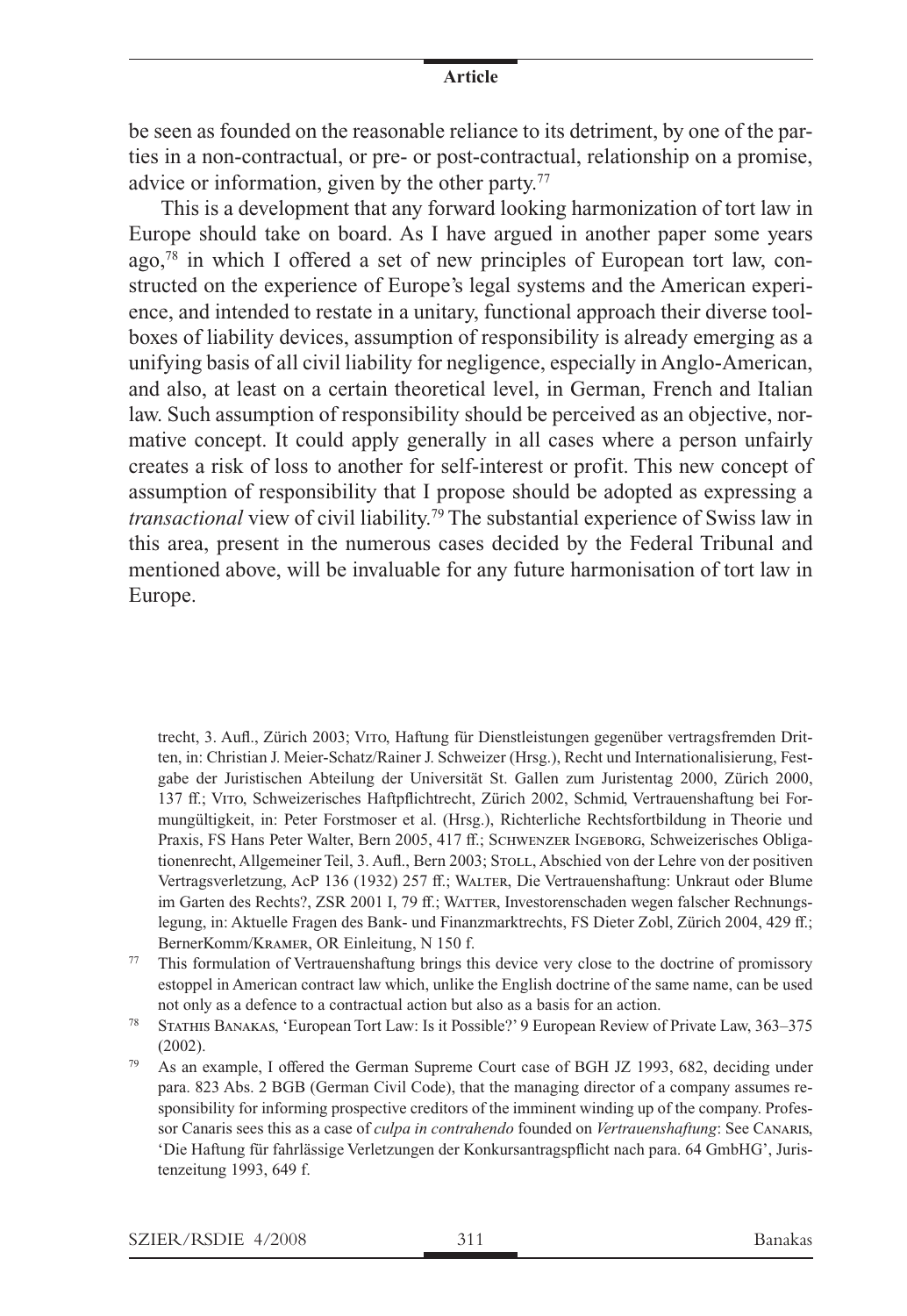be seen as founded on the reasonable reliance to its detriment, by one of the parties in a non-contractual, or pre- or post-contractual, relationship on a promise, advice or information, given by the other party.[77]

This is a development that any forward looking harmonization of tort law in Europe should take on board. As I have argued in another paper some years ago,[78] in which I offered a set of new principles of European tort law, constructed on the experience of Europe's legal systems and the American experience, and intended to restate in a unitary, functional approach their diverse toolboxes of liability devices, assumption of responsibility is already emerging as a unifying basis of all civil liability for negligence, especially in Anglo-American, and also, at least on a certain theoretical level, in German, French and Italian law. Such assumption of responsibility should be perceived as an objective, normative concept. It could apply generally in all cases where a person unfairly creates a risk of loss to another for self-interest or profit. This new concept of assumption of responsibility that I propose should be adopted as expressing a *transactional* view of civil liability.[79] The substantial experience of Swiss law in this area, present in the numerous cases decided by the Federal Tribunal and mentioned above, will be invaluable for any future harmonisation of tort law in Europe.

---

trecht, 3. Aufl., Zürich 2003; Vito, Haftung für Dienstleistungen gegenüber vertragsfremden Dritten, in: Christian J. Meier-Schatz/Rainer J. Schweizer (Hrsg.), Recht und Internationalisierung, Festgabe der Juristischen Abteilung der Universität St. Gallen zum Juristentag 2000, Zürich 2000, 137 ff.; Vito, Schweizerisches Haftpflichtrecht, Zürich 2002, Schmid, Vertrauenshaftung bei Formungültigkeit, in: Peter Forstmoser et al. (Hrsg.), Richterliche Rechtsfortbildung in Theorie und Praxis, FS Hans Peter Walter, Bern 2005, 417 ff.; Schwenzer Ingeborg, Schweizerisches Obligationenrecht, Allgemeiner Teil, 3. Aufl., Bern 2003; Stoll, Abschied von der Lehre von der positiven Vertragsverletzung, AcP 136 (1932) 257 ff.; Walter, Die Vertrauenshaftung: Unkraut oder Blume im Garten des Rechts?, ZSR 2001 I, 79 ff.; Watter, Investorenschaden wegen falscher Rechnungslegung, in: Aktuelle Fragen des Bank- und Finanzmarktrechts, FS Dieter Zobl, Zürich 2004, 429 ff.; BernerKomm/Kramer, OR Einleitung, N 150 f.

[77] This formulation of Vertrauenshaftung brings this device very close to the doctrine of promissory estoppel in American contract law which, unlike the English doctrine of the same name, can be used not only as a defence to a contractual action but also as a basis for an action.

[78] Stathis Banakas, 'European Tort Law: Is it Possible?' 9 European Review of Private Law, 363–375 (2002).

[79] As an example, I offered the German Supreme Court case of BGH JZ 1993, 682, deciding under para. 823 Abs. 2 BGB (German Civil Code), that the managing director of a company assumes responsibility for informing prospective creditors of the imminent winding up of the company. Professor Canaris sees this as a case of *culpa in contrahendo* founded on *Vertrauenshaftung*: See Canaris, 'Die Haftung für fahrlässige Verletzungen der Konkursantragspflicht nach para. 64 GmbHG', Juristenzeitung 1993, 649 f.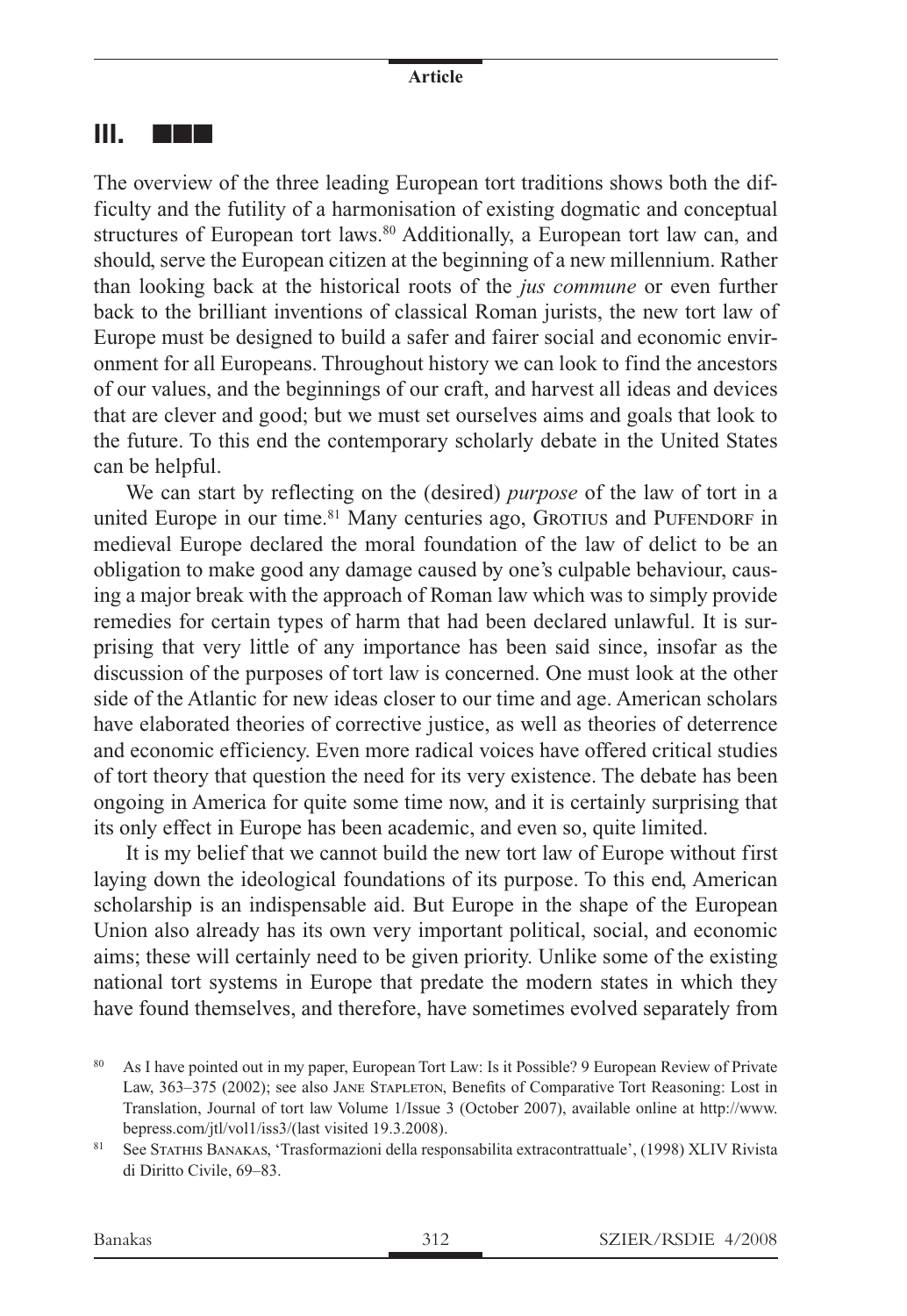## III. ■■■

The overview of the three leading European tort traditions shows both the difficulty and the futility of a harmonisation of existing dogmatic and conceptual structures of European tort laws.[80] Additionally, a European tort law can, and should, serve the European citizen at the beginning of a new millennium. Rather than looking back at the historical roots of the *jus commune* or even further back to the brilliant inventions of classical Roman jurists, the new tort law of Europe must be designed to build a safer and fairer social and economic environment for all Europeans. Throughout history we can look to find the ancestors of our values, and the beginnings of our craft, and harvest all ideas and devices that are clever and good; but we must set ourselves aims and goals that look to the future. To this end the contemporary scholarly debate in the United States can be helpful.

We can start by reflecting on the (desired) *purpose* of the law of tort in a united Europe in our time.[81] Many centuries ago, Grotius and Pufendorf in medieval Europe declared the moral foundation of the law of delict to be an obligation to make good any damage caused by one's culpable behaviour, causing a major break with the approach of Roman law which was to simply provide remedies for certain types of harm that had been declared unlawful. It is surprising that very little of any importance has been said since, insofar as the discussion of the purposes of tort law is concerned. One must look at the other side of the Atlantic for new ideas closer to our time and age. American scholars have elaborated theories of corrective justice, as well as theories of deterrence and economic efficiency. Even more radical voices have offered critical studies of tort theory that question the need for its very existence. The debate has been ongoing in America for quite some time now, and it is certainly surprising that its only effect in Europe has been academic, and even so, quite limited.

It is my belief that we cannot build the new tort law of Europe without first laying down the ideological foundations of its purpose. To this end, American scholarship is an indispensable aid. But Europe in the shape of the European Union also already has its own very important political, social, and economic aims; these will certainly need to be given priority. Unlike some of the existing national tort systems in Europe that predate the modern states in which they have found themselves, and therefore, have sometimes evolved separately from

[80] As I have pointed out in my paper, European Tort Law: Is it Possible? 9 European Review of Private Law, 363–375 (2002); see also Jane Stapleton, Benefits of Comparative Tort Reasoning: Lost in Translation, Journal of tort law Volume 1/Issue 3 (October 2007), available online at http://www.bepress.com/jtl/vol1/iss3/(last visited 19.3.2008).

[81] See Stathis Banakas, 'Trasformazioni della responsabilita extracontrattuale', (1998) XLIV Rivista di Diritto Civile, 69–83.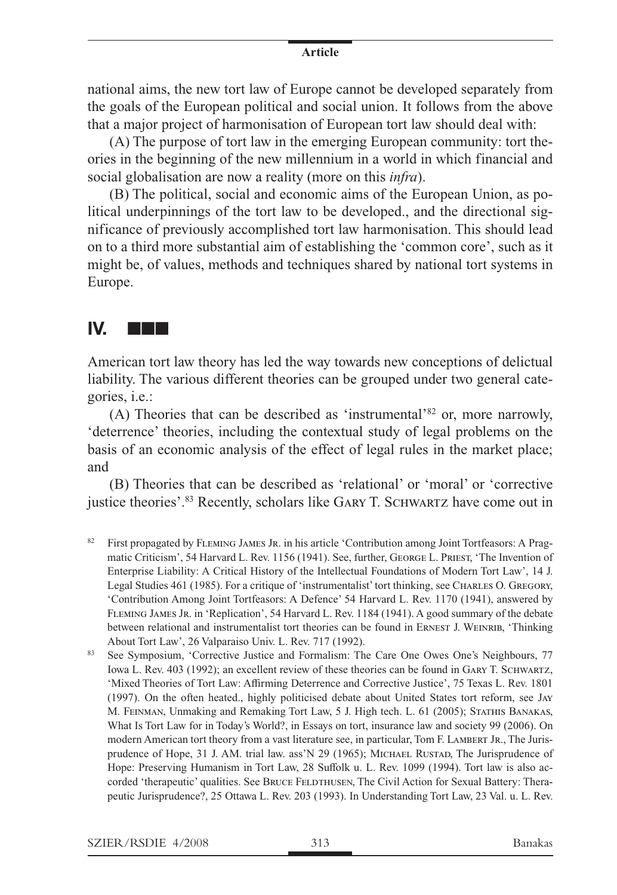national aims, the new tort law of Europe cannot be developed separately from the goals of the European political and social union. It follows from the above that a major project of harmonisation of European tort law should deal with:

(A) The purpose of tort law in the emerging European community: tort theories in the beginning of the new millennium in a world in which financial and social globalisation are now a reality (more on this *infra*).

(B) The political, social and economic aims of the European Union, as political underpinnings of the tort law to be developed., and the directional significance of previously accomplished tort law harmonisation. This should lead on to a third more substantial aim of establishing the 'common core', such as it might be, of values, methods and techniques shared by national tort systems in Europe.

## IV. ■■■

American tort law theory has led the way towards new conceptions of delictual liability. The various different theories can be grouped under two general categories, i.e.:

(A) Theories that can be described as 'instrumental'[82] or, more narrowly, 'deterrence' theories, including the contextual study of legal problems on the basis of an economic analysis of the effect of legal rules in the market place; and

(B) Theories that can be described as 'relational' or 'moral' or 'corrective justice theories'.[83] Recently, scholars like Gary T. Schwartz have come out in

---

[82] First propagated by Fleming James Jr. in his article 'Contribution among Joint Tortfeasors: A Pragmatic Criticism', 54 Harvard L. Rev. 1156 (1941). See, further, George L. Priest, 'The Invention of Enterprise Liability: A Critical History of the Intellectual Foundations of Modern Tort Law', 14 J. Legal Studies 461 (1985). For a critique of 'instrumentalist' tort thinking, see Charles O. Gregory, 'Contribution Among Joint Tortfeasors: A Defence' 54 Harvard L. Rev. 1170 (1941), answered by Fleming James Jr. in 'Replication', 54 Harvard L. Rev. 1184 (1941). A good summary of the debate between relational and instrumentalist tort theories can be found in Ernest J. Weinrib, 'Thinking About Tort Law', 26 Valparaiso Univ. L. Rev. 717 (1992).

[83] See Symposium, 'Corrective Justice and Formalism: The Care One Owes One's Neighbours, 77 Iowa L. Rev. 403 (1992); an excellent review of these theories can be found in Gary T. Schwartz, 'Mixed Theories of Tort Law: Affirming Deterrence and Corrective Justice', 75 Texas L. Rev. 1801 (1997). On the often heated., highly politicised debate about United States tort reform, see Jay M. Feinman, Unmaking and Remaking Tort Law, 5 J. High tech. L. 61 (2005); Stathis Banakas, What Is Tort Law for in Today's World?, in Essays on tort, insurance law and society 99 (2006). On modern American tort theory from a vast literature see, in particular, Tom F. Lambert Jr., The Jurisprudence of Hope, 31 J. AM. trial law. ass'N 29 (1965); Michael Rustad, The Jurisprudence of Hope: Preserving Humanism in Tort Law, 28 Suffolk u. L. Rev. 1099 (1994). Tort law is also accorded 'therapeutic' qualities. See Bruce Feldthusen, The Civil Action for Sexual Battery: Therapeutic Jurisprudence?, 25 Ottawa L. Rev. 203 (1993). In Understanding Tort Law, 23 Val. u. L. Rev.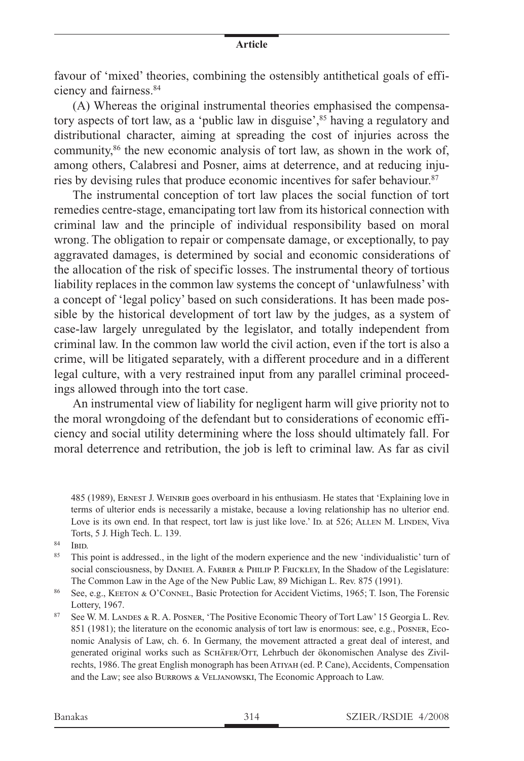favour of 'mixed' theories, combining the ostensibly antithetical goals of efficiency and fairness.[84]

(A) Whereas the original instrumental theories emphasised the compensatory aspects of tort law, as a 'public law in disguise',[85] having a regulatory and distributional character, aiming at spreading the cost of injuries across the community,[86] the new economic analysis of tort law, as shown in the work of, among others, Calabresi and Posner, aims at deterrence, and at reducing injuries by devising rules that produce economic incentives for safer behaviour.[87]

The instrumental conception of tort law places the social function of tort remedies centre-stage, emancipating tort law from its historical connection with criminal law and the principle of individual responsibility based on moral wrong. The obligation to repair or compensate damage, or exceptionally, to pay aggravated damages, is determined by social and economic considerations of the allocation of the risk of specific losses. The instrumental theory of tortious liability replaces in the common law systems the concept of 'unlawfulness' with a concept of 'legal policy' based on such considerations. It has been made possible by the historical development of tort law by the judges, as a system of case-law largely unregulated by the legislator, and totally independent from criminal law. In the common law world the civil action, even if the tort is also a crime, will be litigated separately, with a different procedure and in a different legal culture, with a very restrained input from any parallel criminal proceedings allowed through into the tort case.

An instrumental view of liability for negligent harm will give priority not to the moral wrongdoing of the defendant but to considerations of economic efficiency and social utility determining where the loss should ultimately fall. For moral deterrence and retribution, the job is left to criminal law. As far as civil

485 (1989), Ernest J. Weinrib goes overboard in his enthusiasm. He states that 'Explaining love in terms of ulterior ends is necessarily a mistake, because a loving relationship has no ulterior end. Love is its own end. In that respect, tort law is just like love.' Id. at 526; Allen M. Linden, Viva Torts, 5 J. High Tech. L. 139.

[84] Ibid.

[85] This point is addressed., in the light of the modern experience and the new 'individualistic' turn of social consciousness, by Daniel A. Farber & Philip P. Frickley, In the Shadow of the Legislature: The Common Law in the Age of the New Public Law, 89 Michigan L. Rev. 875 (1991).

[86] See, e.g., Keeton & O'Connel, Basic Protection for Accident Victims, 1965; T. Ison, The Forensic Lottery, 1967.

[87] See W. M. Landes & R. A. Posner, 'The Positive Economic Theory of Tort Law' 15 Georgia L. Rev. 851 (1981); the literature on the economic analysis of tort law is enormous: see, e.g., Posner, Economic Analysis of Law, ch. 6. In Germany, the movement attracted a great deal of interest, and generated original works such as Schäfer/Ott, Lehrbuch der ökonomischen Analyse des Zivilrechts, 1986. The great English monograph has been Atiyah (ed. P. Cane), Accidents, Compensation and the Law; see also Burrows & Veljanowski, The Economic Approach to Law.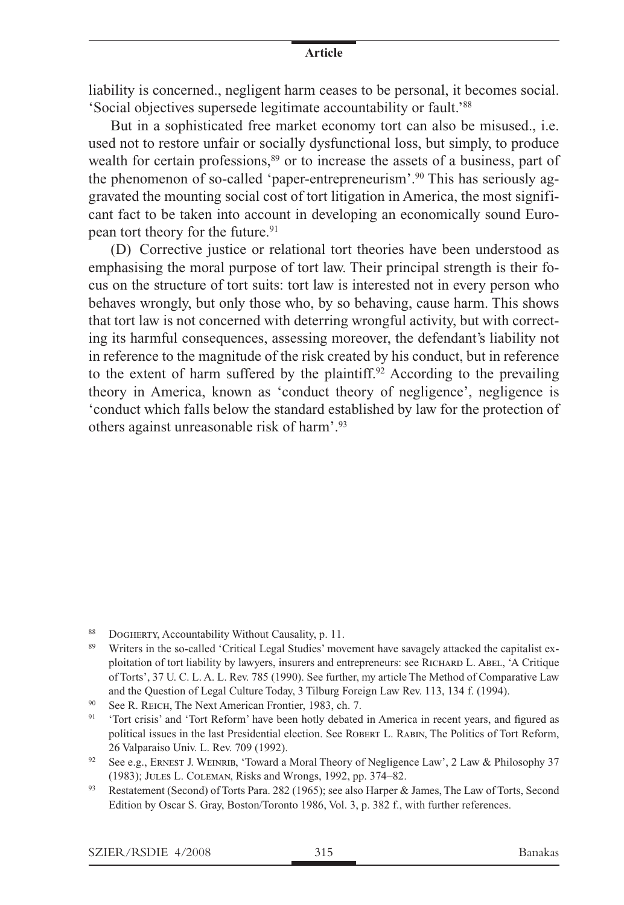liability is concerned., negligent harm ceases to be personal, it becomes social. 'Social objectives supersede legitimate accountability or fault.'[88]

But in a sophisticated free market economy tort can also be misused., i.e. used not to restore unfair or socially dysfunctional loss, but simply, to produce wealth for certain professions,[89] or to increase the assets of a business, part of the phenomenon of so-called 'paper-entrepreneurism'.[90] This has seriously aggravated the mounting social cost of tort litigation in America, the most significant fact to be taken into account in developing an economically sound European tort theory for the future.[91]

(D) Corrective justice or relational tort theories have been understood as emphasising the moral purpose of tort law. Their principal strength is their focus on the structure of tort suits: tort law is interested not in every person who behaves wrongly, but only those who, by so behaving, cause harm. This shows that tort law is not concerned with deterring wrongful activity, but with correcting its harmful consequences, assessing moreover, the defendant's liability not in reference to the magnitude of the risk created by his conduct, but in reference to the extent of harm suffered by the plaintiff.[92] According to the prevailing theory in America, known as 'conduct theory of negligence', negligence is 'conduct which falls below the standard established by law for the protection of others against unreasonable risk of harm'.[93]

---

[88] Dogherty, Accountability Without Causality, p. 11.

[89] Writers in the so-called 'Critical Legal Studies' movement have savagely attacked the capitalist exploitation of tort liability by lawyers, insurers and entrepreneurs: see Richard L. Abel, 'A Critique of Torts', 37 U. C. L. A. L. Rev. 785 (1990). See further, my article The Method of Comparative Law and the Question of Legal Culture Today, 3 Tilburg Foreign Law Rev. 113, 134 f. (1994).

[90] See R. Reich, The Next American Frontier, 1983, ch. 7.

[91] 'Tort crisis' and 'Tort Reform' have been hotly debated in America in recent years, and figured as political issues in the last Presidential election. See Robert L. Rabin, The Politics of Tort Reform, 26 Valparaiso Univ. L. Rev. 709 (1992).

[92] See e.g., Ernest J. Weinrib, 'Toward a Moral Theory of Negligence Law', 2 Law & Philosophy 37 (1983); Jules L. Coleman, Risks and Wrongs, 1992, pp. 374–82.

[93] Restatement (Second) of Torts Para. 282 (1965); see also Harper & James, The Law of Torts, Second Edition by Oscar S. Gray, Boston/Toronto 1986, Vol. 3, p. 382 f., with further references.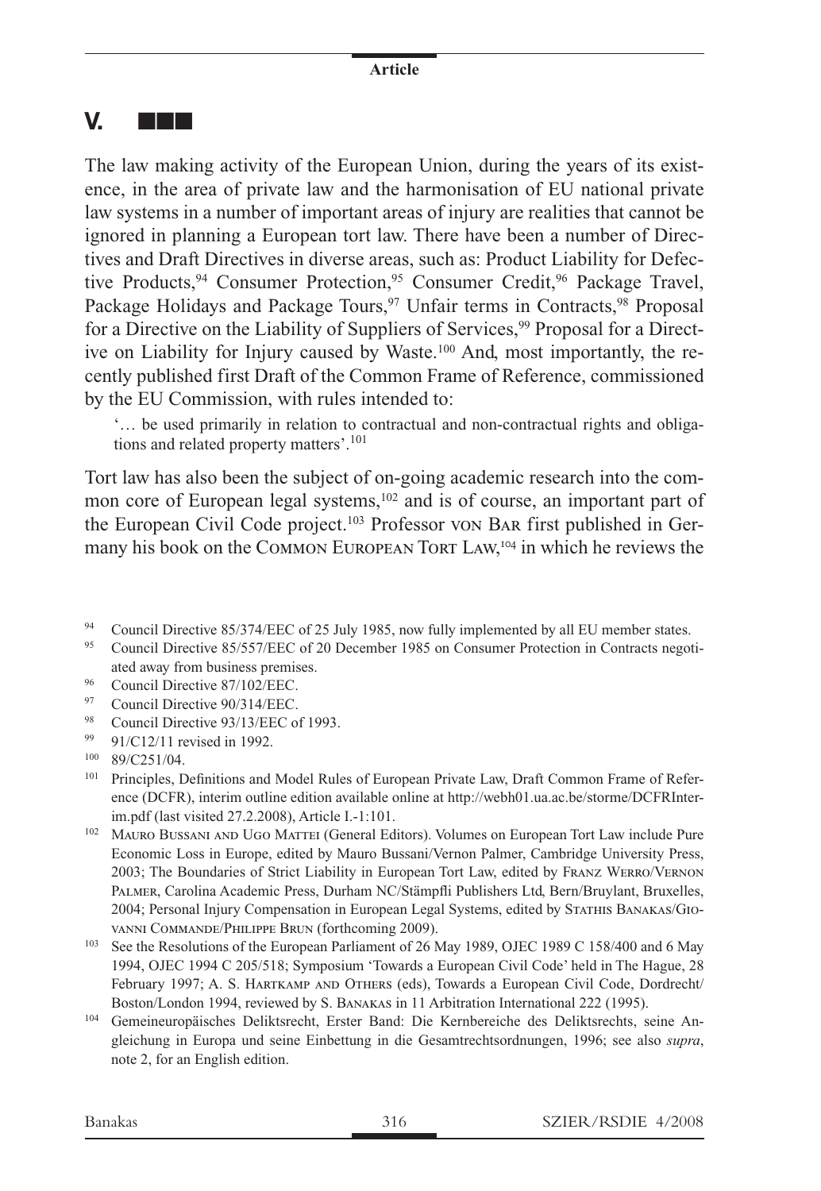## V. ■■■

The law making activity of the European Union, during the years of its existence, in the area of private law and the harmonisation of EU national private law systems in a number of important areas of injury are realities that cannot be ignored in planning a European tort law. There have been a number of Directives and Draft Directives in diverse areas, such as: Product Liability for Defective Products,[94] Consumer Protection,[95] Consumer Credit,[96] Package Travel, Package Holidays and Package Tours,[97] Unfair terms in Contracts,[98] Proposal for a Directive on the Liability of Suppliers of Services,[99] Proposal for a Directive on Liability for Injury caused by Waste.[100] And, most importantly, the recently published first Draft of the Common Frame of Reference, commissioned by the EU Commission, with rules intended to:

> '… be used primarily in relation to contractual and non-contractual rights and obligations and related property matters'.[101]

Tort law has also been the subject of on-going academic research into the common core of European legal systems,[102] and is of course, an important part of the European Civil Code project.[103] Professor von Bar first published in Germany his book on the Common European Tort Law,[104] in which he reviews the

---

[94] Council Directive 85/374/EEC of 25 July 1985, now fully implemented by all EU member states.

[95] Council Directive 85/557/EEC of 20 December 1985 on Consumer Protection in Contracts negotiated away from business premises.

[96] Council Directive 87/102/EEC.

[97] Council Directive 90/314/EEC.

[98] Council Directive 93/13/EEC of 1993.

[99] 91/C12/11 revised in 1992.

[100] 89/C251/04.

[101] Principles, Definitions and Model Rules of European Private Law, Draft Common Frame of Reference (DCFR), interim outline edition available online at http://webh01.ua.ac.be/storme/DCFRInterim.pdf (last visited 27.2.2008), Article I.-1:101.

[102] Mauro Bussani and Ugo Mattei (General Editors). Volumes on European Tort Law include Pure Economic Loss in Europe, edited by Mauro Bussani/Vernon Palmer, Cambridge University Press, 2003; The Boundaries of Strict Liability in European Tort Law, edited by Franz Werro/Vernon Palmer, Carolina Academic Press, Durham NC/Stämpfli Publishers Ltd, Bern/Bruylant, Bruxelles, 2004; Personal Injury Compensation in European Legal Systems, edited by Stathis Banakas/Giovanni Commande/Philippe Brun (forthcoming 2009).

[103] See the Resolutions of the European Parliament of 26 May 1989, OJEC 1989 C 158/400 and 6 May 1994, OJEC 1994 C 205/518; Symposium 'Towards a European Civil Code' held in The Hague, 28 February 1997; A. S. Hartkamp and Others (eds), Towards a European Civil Code, Dordrecht/Boston/London 1994, reviewed by S. Banakas in 11 Arbitration International 222 (1995).

[104] Gemeineuropäisches Deliktsrecht, Erster Band: Die Kernbereiche des Deliktsrechts, seine Angleichung in Europa und seine Einbettung in die Gesamtrechtsordnungen, 1996; see also *supra*, note 2, for an English edition.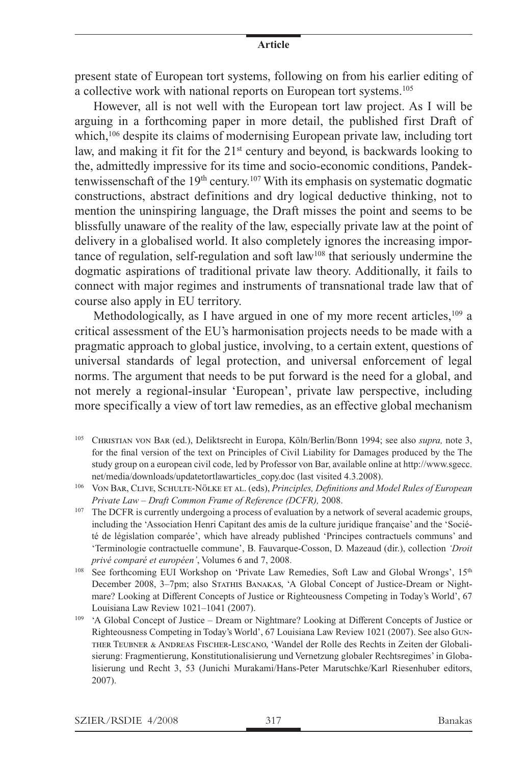present state of European tort systems, following on from his earlier editing of a collective work with national reports on European tort systems.[105]

However, all is not well with the European tort law project. As I will be arguing in a forthcoming paper in more detail, the published first Draft of which,[106] despite its claims of modernising European private law, including tort law, and making it fit for the 21st century and beyond, is backwards looking to the, admittedly impressive for its time and socio-economic conditions, Pandektenwissenschaft of the 19th century.[107] With its emphasis on systematic dogmatic constructions, abstract definitions and dry logical deductive thinking, not to mention the uninspiring language, the Draft misses the point and seems to be blissfully unaware of the reality of the law, especially private law at the point of delivery in a globalised world. It also completely ignores the increasing importance of regulation, self-regulation and soft law[108] that seriously undermine the dogmatic aspirations of traditional private law theory. Additionally, it fails to connect with major regimes and instruments of transnational trade law that of course also apply in EU territory.

Methodologically, as I have argued in one of my more recent articles,[109] a critical assessment of the EU's harmonisation projects needs to be made with a pragmatic approach to global justice, involving, to a certain extent, questions of universal standards of legal protection, and universal enforcement of legal norms. The argument that needs to be put forward is the need for a global, and not merely a regional-insular 'European', private law perspective, including more specifically a view of tort law remedies, as an effective global mechanism

---

[105] Christian von Bar (ed.), Deliktsrecht in Europa, Köln/Berlin/Bonn 1994; see also *supra,* note 3, for the final version of the text on Principles of Civil Liability for Damages produced by the The study group on a european civil code, led by Professor von Bar, available online at http://www.sgecc.net/media/downloads/updatetortlawarticles_copy.doc (last visited 4.3.2008).

[106] Von Bar, Clive, Schulte-Nölke et al. (eds), *Principles, Definitions and Model Rules of European Private Law – Draft Common Frame of Reference (DCFR),* 2008.

[107] The DCFR is currently undergoing a process of evaluation by a network of several academic groups, including the 'Association Henri Capitant des amis de la culture juridique française' and the 'Société de législation comparée', which have already published 'Principes contractuels communs' and 'Terminologie contractuelle commune', B. Fauvarque-Cosson, D. Mazeaud (dir.), collection *'Droit privé comparé et européen'*, Volumes 6 and 7, 2008.

[108] See forthcoming EUI Workshop on 'Private Law Remedies, Soft Law and Global Wrongs', 15th December 2008, 3–7pm; also Stathis Banakas, 'A Global Concept of Justice-Dream or Nightmare? Looking at Different Concepts of Justice or Righteousness Competing in Today's World', 67 Louisiana Law Review 1021–1041 (2007).

[109] 'A Global Concept of Justice – Dream or Nightmare? Looking at Different Concepts of Justice or Righteousness Competing in Today's World', 67 Louisiana Law Review 1021 (2007). See also Gunther Teubner & Andreas Fischer-Lescano, 'Wandel der Rolle des Rechts in Zeiten der Globalisierung: Fragmentierung, Konstitutionalisierung und Vernetzung globaler Rechtsregimes' in Globalisierung und Recht 3, 53 (Junichi Murakami/Hans-Peter Marutschke/Karl Riesenhuber editors, 2007).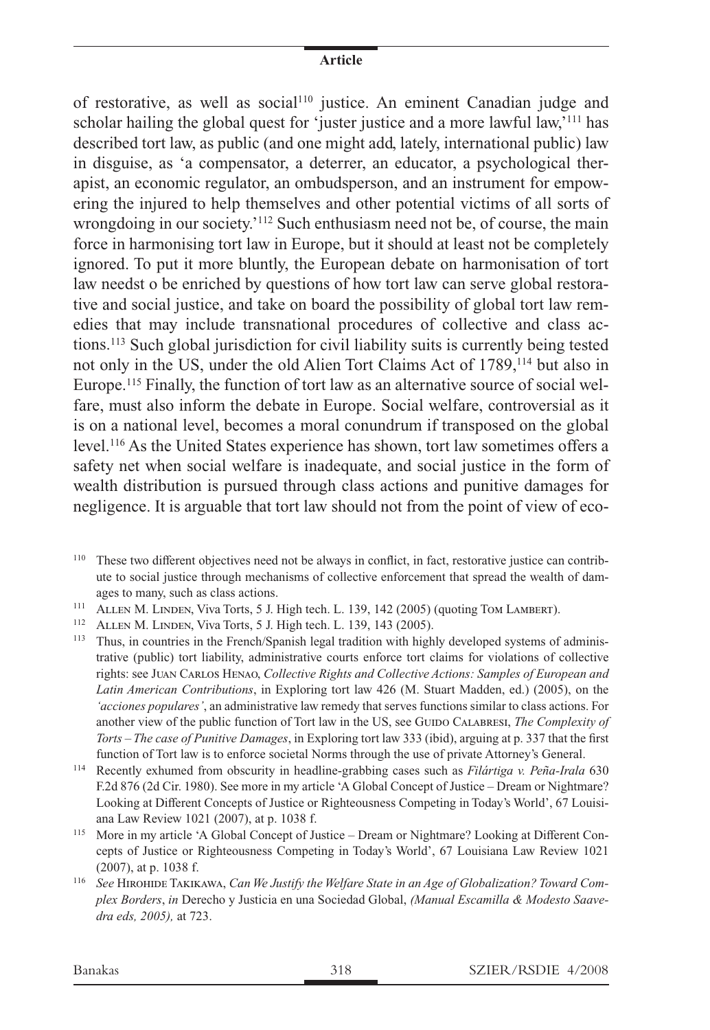of restorative, as well as social[110] justice. An eminent Canadian judge and scholar hailing the global quest for 'juster justice and a more lawful law,'[111] has described tort law, as public (and one might add, lately, international public) law in disguise, as 'a compensator, a deterrer, an educator, a psychological therapist, an economic regulator, an ombudsperson, and an instrument for empowering the injured to help themselves and other potential victims of all sorts of wrongdoing in our society.'[112] Such enthusiasm need not be, of course, the main force in harmonising tort law in Europe, but it should at least not be completely ignored. To put it more bluntly, the European debate on harmonisation of tort law needst o be enriched by questions of how tort law can serve global restorative and social justice, and take on board the possibility of global tort law remedies that may include transnational procedures of collective and class actions.[113] Such global jurisdiction for civil liability suits is currently being tested not only in the US, under the old Alien Tort Claims Act of 1789,[114] but also in Europe.[115] Finally, the function of tort law as an alternative source of social welfare, must also inform the debate in Europe. Social welfare, controversial as it is on a national level, becomes a moral conundrum if transposed on the global level.[116] As the United States experience has shown, tort law sometimes offers a safety net when social welfare is inadequate, and social justice in the form of wealth distribution is pursued through class actions and punitive damages for negligence. It is arguable that tort law should not from the point of view of eco-

[110] These two different objectives need not be always in conflict, in fact, restorative justice can contribute to social justice through mechanisms of collective enforcement that spread the wealth of damages to many, such as class actions.

[111] Allen M. Linden, Viva Torts, 5 J. High tech. L. 139, 142 (2005) (quoting Tom Lambert).

[112] Allen M. Linden, Viva Torts, 5 J. High tech. L. 139, 143 (2005).

[113] Thus, in countries in the French/Spanish legal tradition with highly developed systems of administrative (public) tort liability, administrative courts enforce tort claims for violations of collective rights: see Juan Carlos Henao, *Collective Rights and Collective Actions: Samples of European and Latin American Contributions*, in Exploring tort law 426 (M. Stuart Madden, ed.) (2005), on the *'acciones populares'*, an administrative law remedy that serves functions similar to class actions. For another view of the public function of Tort law in the US, see Guido Calabresi, *The Complexity of Torts – The case of Punitive Damages*, in Exploring tort law 333 (ibid), arguing at p. 337 that the first function of Tort law is to enforce societal Norms through the use of private Attorney's General.

[114] Recently exhumed from obscurity in headline-grabbing cases such as *Filártiga v. Peña-Irala* 630 F.2d 876 (2d Cir. 1980). See more in my article 'A Global Concept of Justice – Dream or Nightmare? Looking at Different Concepts of Justice or Righteousness Competing in Today's World', 67 Louisiana Law Review 1021 (2007), at p. 1038 f.

[115] More in my article 'A Global Concept of Justice – Dream or Nightmare? Looking at Different Concepts of Justice or Righteousness Competing in Today's World', 67 Louisiana Law Review 1021 (2007), at p. 1038 f.

[116] *See* Hirohide Takikawa, *Can We Justify the Welfare State in an Age of Globalization? Toward Complex Borders*, *in* Derecho y Justicia en una Sociedad Global, *(Manual Escamilla & Modesto Saavedra eds, 2005),* at 723.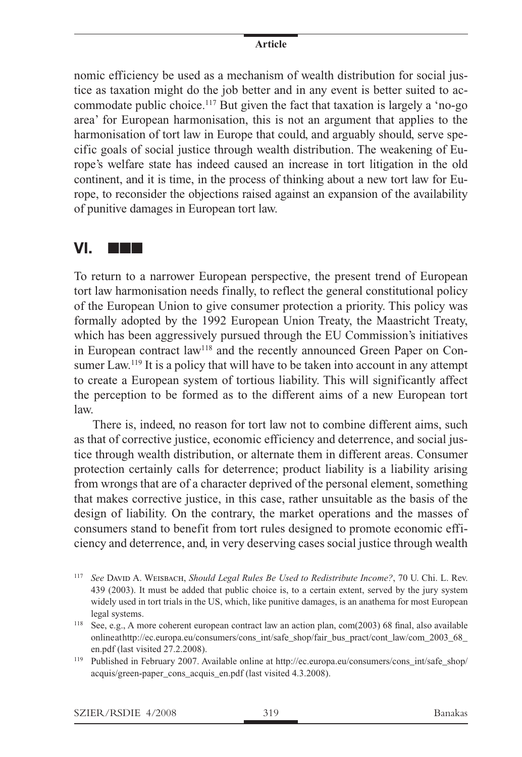nomic efficiency be used as a mechanism of wealth distribution for social justice as taxation might do the job better and in any event is better suited to accommodate public choice.[117] But given the fact that taxation is largely a 'no-go area' for European harmonisation, this is not an argument that applies to the harmonisation of tort law in Europe that could, and arguably should, serve specific goals of social justice through wealth distribution. The weakening of Europe's welfare state has indeed caused an increase in tort litigation in the old continent, and it is time, in the process of thinking about a new tort law for Europe, to reconsider the objections raised against an expansion of the availability of punitive damages in European tort law.

## VI. ■■■

To return to a narrower European perspective, the present trend of European tort law harmonisation needs finally, to reflect the general constitutional policy of the European Union to give consumer protection a priority. This policy was formally adopted by the 1992 European Union Treaty, the Maastricht Treaty, which has been aggressively pursued through the EU Commission's initiatives in European contract law[118] and the recently announced Green Paper on Consumer Law.[119] It is a policy that will have to be taken into account in any attempt to create a European system of tortious liability. This will significantly affect the perception to be formed as to the different aims of a new European tort law.

There is, indeed, no reason for tort law not to combine different aims, such as that of corrective justice, economic efficiency and deterrence, and social justice through wealth distribution, or alternate them in different areas. Consumer protection certainly calls for deterrence; product liability is a liability arising from wrongs that are of a character deprived of the personal element, something that makes corrective justice, in this case, rather unsuitable as the basis of the design of liability. On the contrary, the market operations and the masses of consumers stand to benefit from tort rules designed to promote economic efficiency and deterrence, and, in very deserving cases social justice through wealth

[117] *See* David A. Weisbach, *Should Legal Rules Be Used to Redistribute Income?*, 70 U. Chi. L. Rev. 439 (2003). It must be added that public choice is, to a certain extent, served by the jury system widely used in tort trials in the US, which, like punitive damages, is an anathema for most European legal systems.

[118] See, e.g., A more coherent european contract law an action plan, com(2003) 68 final, also available onlineathttp://ec.europa.eu/consumers/cons_int/safe_shop/fair_bus_pract/cont_law/com_2003_68_en.pdf (last visited 27.2.2008).

[119] Published in February 2007. Available online at http://ec.europa.eu/consumers/cons_int/safe_shop/acquis/green-paper_cons_acquis_en.pdf (last visited 4.3.2008).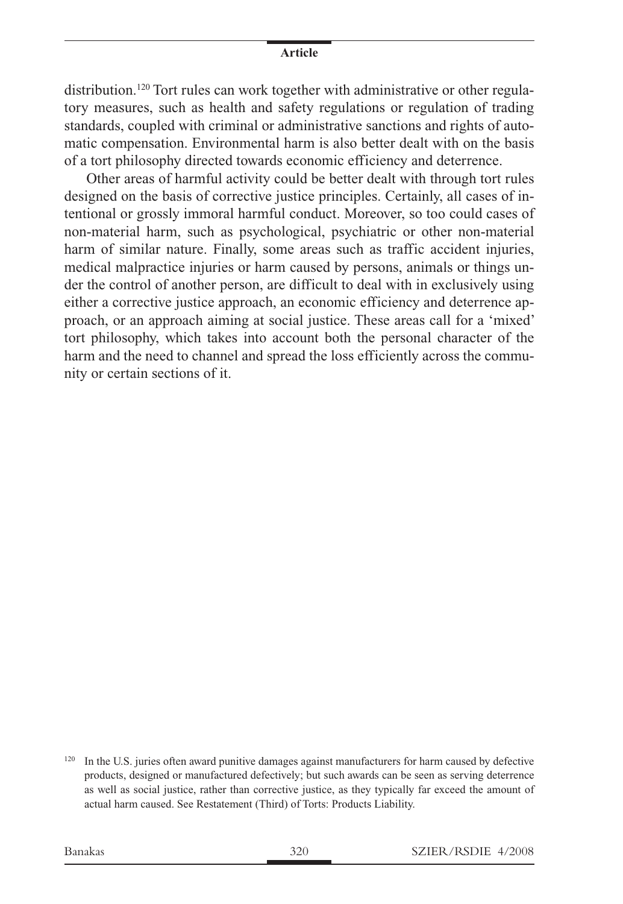distribution.[120] Tort rules can work together with administrative or other regulatory measures, such as health and safety regulations or regulation of trading standards, coupled with criminal or administrative sanctions and rights of automatic compensation. Environmental harm is also better dealt with on the basis of a tort philosophy directed towards economic efficiency and deterrence.

Other areas of harmful activity could be better dealt with through tort rules designed on the basis of corrective justice principles. Certainly, all cases of intentional or grossly immoral harmful conduct. Moreover, so too could cases of non-material harm, such as psychological, psychiatric or other non-material harm of similar nature. Finally, some areas such as traffic accident injuries, medical malpractice injuries or harm caused by persons, animals or things under the control of another person, are difficult to deal with in exclusively using either a corrective justice approach, an economic efficiency and deterrence approach, or an approach aiming at social justice. These areas call for a 'mixed' tort philosophy, which takes into account both the personal character of the harm and the need to channel and spread the loss efficiently across the community or certain sections of it.

[120] In the U.S. juries often award punitive damages against manufacturers for harm caused by defective products, designed or manufactured defectively; but such awards can be seen as serving deterrence as well as social justice, rather than corrective justice, as they typically far exceed the amount of actual harm caused. See Restatement (Third) of Torts: Products Liability.